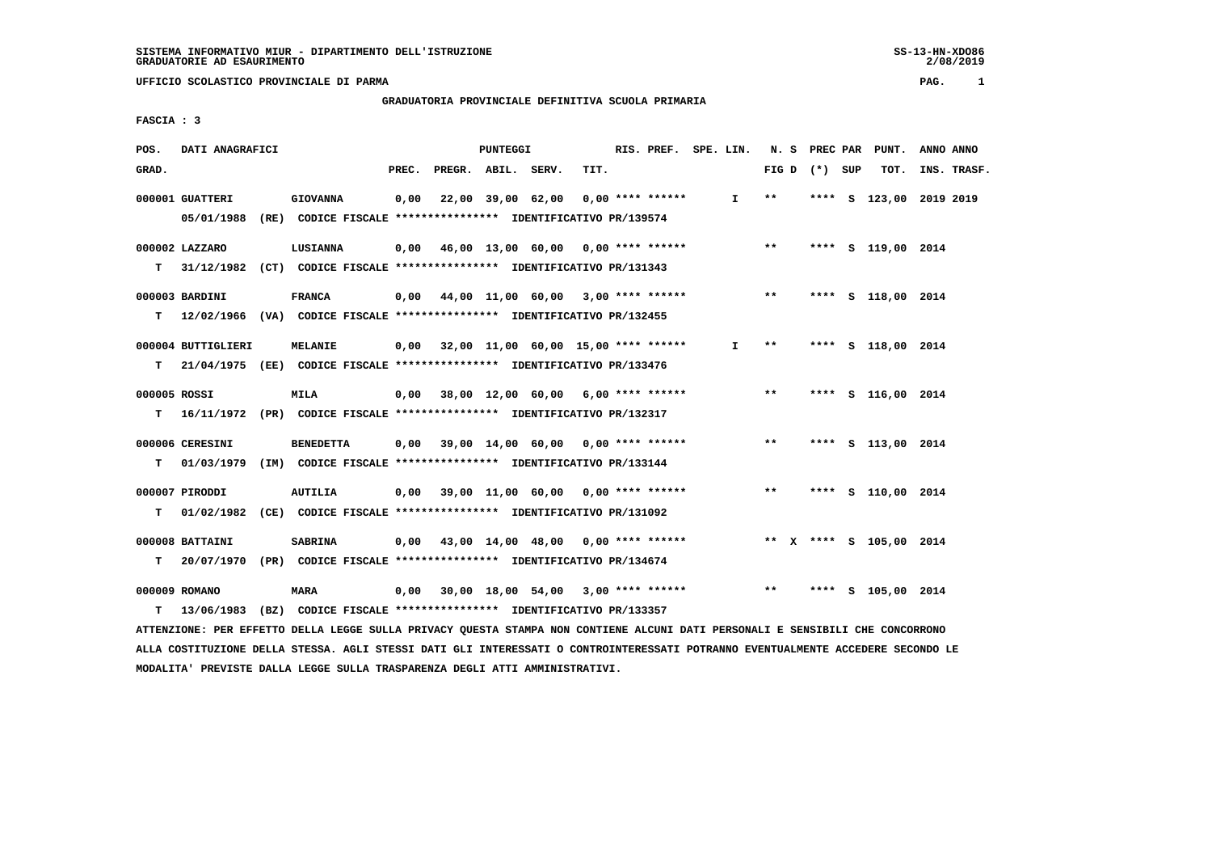SISTEMA INFORMATIVO MIUR - DIPARTIMENTO DELL'ISTRUZIONE
GRADUATORIE AD ESAURIMENTO

SS-13-HN-XDO86
2/08/2019

UFFICIO SCOLASTICO PROVINCIALE DI PARMA

## GRADUATORIA PROVINCIALE DEFINITIVA SCUOLA PRIMARIA

FASCIA : 3

| POS. GRAD. | DATI ANAGRAFICI | | PREC. | PREGR. | ABIL. | SERV. | TIT. | RIS. PREF. | SPE. LIN. | N. S FIG D | PREC PAR (*) | SUP | PUNT. TOT. | ANNO INS. | ANNO TRASF. |
|---|---|---|---|---|---|---|---|---|---|---|---|---|---|---|---|
| 000001 | GUATTERI | GIOVANNA | 0,00 | 22,00 | 39,00 | 62,00 | 0,00 | **** ****** | I | ** | **** | S | 123,00 | 2019 | 2019 |
| | 05/01/1988 (RE) | CODICE FISCALE **************** IDENTIFICATIVO PR/139574 | | | | | | | | | | | | | |
| 000002 | LAZZARO | LUSIANNA | 0,00 | 46,00 | 13,00 | 60,00 | 0,00 | **** ****** | | ** | **** | S | 119,00 | 2014 | |
| T | 31/12/1982 (CT) | CODICE FISCALE **************** IDENTIFICATIVO PR/131343 | | | | | | | | | | | | | |
| 000003 | BARDINI | FRANCA | 0,00 | 44,00 | 11,00 | 60,00 | 3,00 | **** ****** | | ** | **** | S | 118,00 | 2014 | |
| T | 12/02/1966 (VA) | CODICE FISCALE **************** IDENTIFICATIVO PR/132455 | | | | | | | | | | | | | |
| 000004 | BUTTIGLIERI | MELANIE | 0,00 | 32,00 | 11,00 | 60,00 | 15,00 | **** ****** | I | ** | **** | S | 118,00 | 2014 | |
| T | 21/04/1975 (EE) | CODICE FISCALE **************** IDENTIFICATIVO PR/133476 | | | | | | | | | | | | | |
| 000005 | ROSSI | MILA | 0,00 | 38,00 | 12,00 | 60,00 | 6,00 | **** ****** | | ** | **** | S | 116,00 | 2014 | |
| T | 16/11/1972 (PR) | CODICE FISCALE **************** IDENTIFICATIVO PR/132317 | | | | | | | | | | | | | |
| 000006 | CERESINI | BENEDETTA | 0,00 | 39,00 | 14,00 | 60,00 | 0,00 | **** ****** | | ** | **** | S | 113,00 | 2014 | |
| T | 01/03/1979 (IM) | CODICE FISCALE **************** IDENTIFICATIVO PR/133144 | | | | | | | | | | | | | |
| 000007 | PIRODDI | AUTILIA | 0,00 | 39,00 | 11,00 | 60,00 | 0,00 | **** ****** | | ** | **** | S | 110,00 | 2014 | |
| T | 01/02/1982 (CE) | CODICE FISCALE **************** IDENTIFICATIVO PR/131092 | | | | | | | | | | | | | |
| 000008 | BATTAINI | SABRINA | 0,00 | 43,00 | 14,00 | 48,00 | 0,00 | **** ****** | | ** X | **** | S | 105,00 | 2014 | |
| T | 20/07/1970 (PR) | CODICE FISCALE **************** IDENTIFICATIVO PR/134674 | | | | | | | | | | | | | |
| 000009 | ROMANO | MARA | 0,00 | 30,00 | 18,00 | 54,00 | 3,00 | **** ****** | | ** | **** | S | 105,00 | 2014 | |
| T | 13/06/1983 (BZ) | CODICE FISCALE **************** IDENTIFICATIVO PR/133357 | | | | | | | | | | | | | |

ATTENZIONE: PER EFFETTO DELLA LEGGE SULLA PRIVACY QUESTA STAMPA NON CONTIENE ALCUNI DATI PERSONALI E SENSIBILI CHE CONCORRONO ALLA COSTITUZIONE DELLA STESSA. AGLI STESSI DATI GLI INTERESSATI O CONTROINTERESSATI POTRANNO EVENTUALMENTE ACCEDERE SECONDO LE MODALITA' PREVISTE DALLA LEGGE SULLA TRASPARENZA DEGLI ATTI AMMINISTRATIVI.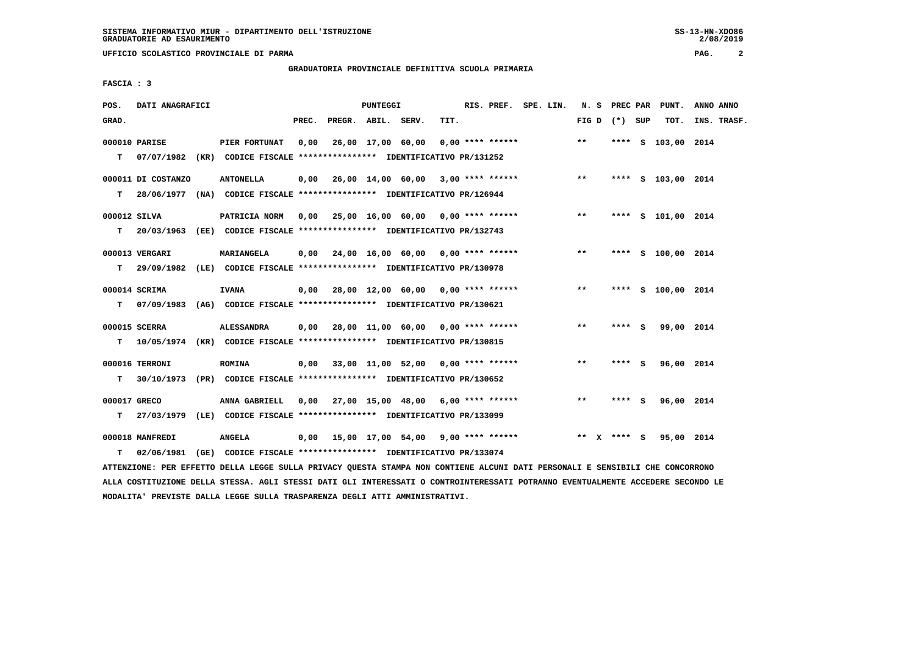## GRADUATORIA PROVINCIALE DEFINITIVA SCUOLA PRIMARIA

**FASCIA : 3**

| POS. GRAD. | DATI ANAGRAFICI | | PREC. | PREGR. | ABIL. | SERV. | TIT. | RIS. PREF. | SPE. LIN. | N. S FIG D | PREC PAR (*) SUP | PUNT. TOT. | ANNO INS. | ANNO TRASF. |
|---|---|---|---|---|---|---|---|---|---|---|---|---|---|---|
| 000010 | PARISE | PIER FORTUNAT | 0,00 | 26,00 | 17,00 | 60,00 | 0,00 | **** ****** | | ** | **** S | 103,00 | 2014 | |
| T | 07/07/1982 (KR) | CODICE FISCALE **************** IDENTIFICATIVO PR/131252 | | | | | | | | | | | | |
| 000011 | DI COSTANZO | ANTONELLA | 0,00 | 26,00 | 14,00 | 60,00 | 3,00 | **** ****** | | ** | **** S | 103,00 | 2014 | |
| T | 28/06/1977 (NA) | CODICE FISCALE **************** IDENTIFICATIVO PR/126944 | | | | | | | | | | | | |
| 000012 | SILVA | PATRICIA NORM | 0,00 | 25,00 | 16,00 | 60,00 | 0,00 | **** ****** | | ** | **** S | 101,00 | 2014 | |
| T | 20/03/1963 (EE) | CODICE FISCALE **************** IDENTIFICATIVO PR/132743 | | | | | | | | | | | | |
| 000013 | VERGARI | MARIANGELA | 0,00 | 24,00 | 16,00 | 60,00 | 0,00 | **** ****** | | ** | **** S | 100,00 | 2014 | |
| T | 29/09/1982 (LE) | CODICE FISCALE **************** IDENTIFICATIVO PR/130978 | | | | | | | | | | | | |
| 000014 | SCRIMA | IVANA | 0,00 | 28,00 | 12,00 | 60,00 | 0,00 | **** ****** | | ** | **** S | 100,00 | 2014 | |
| T | 07/09/1983 (AG) | CODICE FISCALE **************** IDENTIFICATIVO PR/130621 | | | | | | | | | | | | |
| 000015 | SCERRA | ALESSANDRA | 0,00 | 28,00 | 11,00 | 60,00 | 0,00 | **** ****** | | ** | **** S | 99,00 | 2014 | |
| T | 10/05/1974 (KR) | CODICE FISCALE **************** IDENTIFICATIVO PR/130815 | | | | | | | | | | | | |
| 000016 | TERRONI | ROMINA | 0,00 | 33,00 | 11,00 | 52,00 | 0,00 | **** ****** | | ** | **** S | 96,00 | 2014 | |
| T | 30/10/1973 (PR) | CODICE FISCALE **************** IDENTIFICATIVO PR/130652 | | | | | | | | | | | | |
| 000017 | GRECO | ANNA GABRIELL | 0,00 | 27,00 | 15,00 | 48,00 | 6,00 | **** ****** | | ** | **** S | 96,00 | 2014 | |
| T | 27/03/1979 (LE) | CODICE FISCALE **************** IDENTIFICATIVO PR/133099 | | | | | | | | | | | | |
| 000018 | MANFREDI | ANGELA | 0,00 | 15,00 | 17,00 | 54,00 | 9,00 | **** ****** | | ** X | **** S | 95,00 | 2014 | |
| T | 02/06/1981 (GE) | CODICE FISCALE **************** IDENTIFICATIVO PR/133074 | | | | | | | | | | | | |

ATTENZIONE: PER EFFETTO DELLA LEGGE SULLA PRIVACY QUESTA STAMPA NON CONTIENE ALCUNI DATI PERSONALI E SENSIBILI CHE CONCORRONO ALLA COSTITUZIONE DELLA STESSA. AGLI STESSI DATI GLI INTERESSATI O CONTROINTERESSATI POTRANNO EVENTUALMENTE ACCEDERE SECONDO LE MODALITA' PREVISTE DALLA LEGGE SULLA TRASPARENZA DEGLI ATTI AMMINISTRATIVI.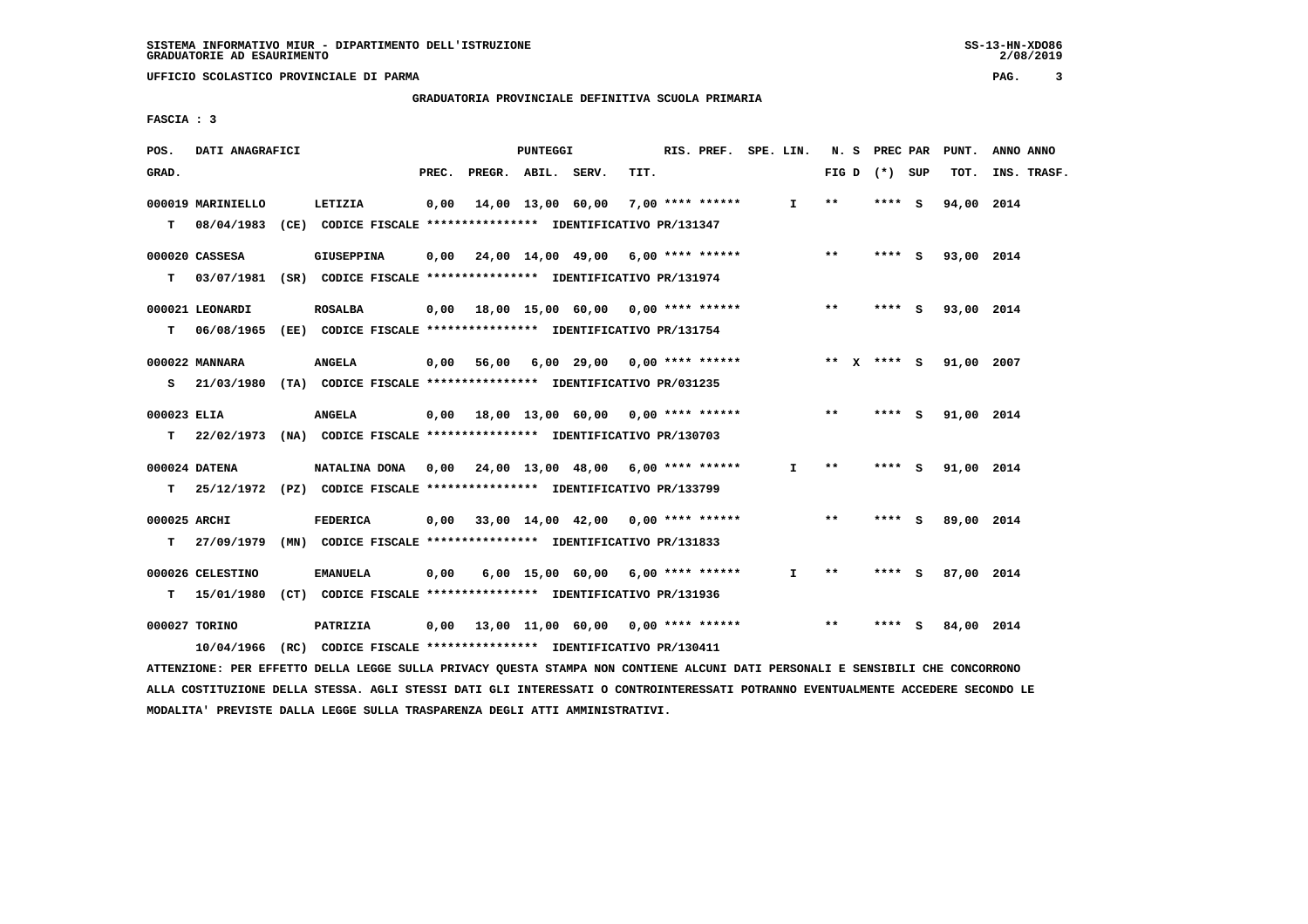SISTEMA INFORMATIVO MIUR - DIPARTIMENTO DELL'ISTRUZIONE
GRADUATORIE AD ESAURIMENTO

UFFICIO SCOLASTICO PROVINCIALE DI PARMA

GRADUATORIA PROVINCIALE DEFINITIVA SCUOLA PRIMARIA

FASCIA : 3

| POS. GRAD. | DATI ANAGRAFICI | | PREC. | PREGR. | ABIL. | SERV. | TIT. | RIS. PREF. | SPE. LIN. | N. S FIG D | PREC PAR (*) SUP | PUNT. TOT. | ANNO INS. | ANNO TRASF. |
|---|---|---|---|---|---|---|---|---|---|---|---|---|---|---|
| 000019 | MARINIELLO | LETIZIA | 0,00 | 14,00 | 13,00 | 60,00 | 7,00 | **** ****** | I | ** | **** S | 94,00 | 2014 | |
| T | 08/04/1983 (CE) | CODICE FISCALE **************** IDENTIFICATIVO PR/131347 | | | | | | | | | | | | |
| 000020 | CASSESA | GIUSEPPINA | 0,00 | 24,00 | 14,00 | 49,00 | 6,00 | **** ****** | | ** | **** S | 93,00 | 2014 | |
| T | 03/07/1981 (SR) | CODICE FISCALE **************** IDENTIFICATIVO PR/131974 | | | | | | | | | | | | |
| 000021 | LEONARDI | ROSALBA | 0,00 | 18,00 | 15,00 | 60,00 | 0,00 | **** ****** | | ** | **** S | 93,00 | 2014 | |
| T | 06/08/1965 (EE) | CODICE FISCALE **************** IDENTIFICATIVO PR/131754 | | | | | | | | | | | | |
| 000022 | MANNARA | ANGELA | 0,00 | 56,00 | 6,00 | 29,00 | 0,00 | **** ****** | | ** X | **** S | 91,00 | 2007 | |
| S | 21/03/1980 (TA) | CODICE FISCALE **************** IDENTIFICATIVO PR/031235 | | | | | | | | | | | | |
| 000023 | ELIA | ANGELA | 0,00 | 18,00 | 13,00 | 60,00 | 0,00 | **** ****** | | ** | **** S | 91,00 | 2014 | |
| T | 22/02/1973 (NA) | CODICE FISCALE **************** IDENTIFICATIVO PR/130703 | | | | | | | | | | | | |
| 000024 | DATENA | NATALINA DONA | 0,00 | 24,00 | 13,00 | 48,00 | 6,00 | **** ****** | I | ** | **** S | 91,00 | 2014 | |
| T | 25/12/1972 (PZ) | CODICE FISCALE **************** IDENTIFICATIVO PR/133799 | | | | | | | | | | | | |
| 000025 | ARCHI | FEDERICA | 0,00 | 33,00 | 14,00 | 42,00 | 0,00 | **** ****** | | ** | **** S | 89,00 | 2014 | |
| T | 27/09/1979 (MN) | CODICE FISCALE **************** IDENTIFICATIVO PR/131833 | | | | | | | | | | | | |
| 000026 | CELESTINO | EMANUELA | 0,00 | 6,00 | 15,00 | 60,00 | 6,00 | **** ****** | I | ** | **** S | 87,00 | 2014 | |
| T | 15/01/1980 (CT) | CODICE FISCALE **************** IDENTIFICATIVO PR/131936 | | | | | | | | | | | | |
| 000027 | TORINO | PATRIZIA | 0,00 | 13,00 | 11,00 | 60,00 | 0,00 | **** ****** | | ** | **** S | 84,00 | 2014 | |
| | 10/04/1966 (RC) | CODICE FISCALE **************** IDENTIFICATIVO PR/130411 | | | | | | | | | | | | |

ATTENZIONE: PER EFFETTO DELLA LEGGE SULLA PRIVACY QUESTA STAMPA NON CONTIENE ALCUNI DATI PERSONALI E SENSIBILI CHE CONCORRONO ALLA COSTITUZIONE DELLA STESSA. AGLI STESSI DATI GLI INTERESSATI O CONTROINTERESSATI POTRANNO EVENTUALMENTE ACCEDERE SECONDO LE MODALITA' PREVISTE DALLA LEGGE SULLA TRASPARENZA DEGLI ATTI AMMINISTRATIVI.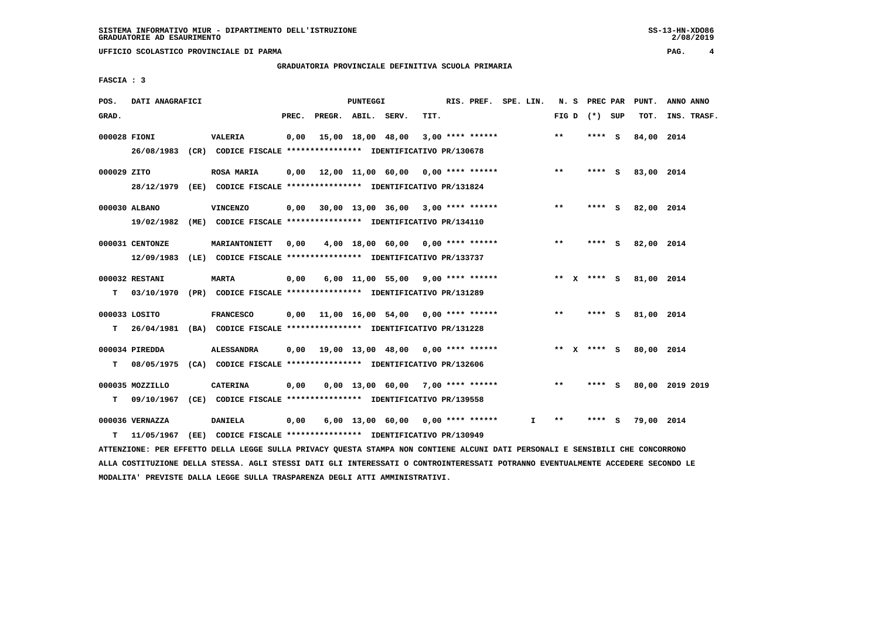SISTEMA INFORMATIVO MIUR - DIPARTIMENTO DELL'ISTRUZIONE
GRADUATORIE AD ESAURIMENTO

UFFICIO SCOLASTICO PROVINCIALE DI PARMA

## GRADUATORIA PROVINCIALE DEFINITIVA SCUOLA PRIMARIA

FASCIA : 3

| POS. GRAD. | DATI ANAGRAFICI | | PREC. | PREGR. | ABIL. | SERV. | TIT. | RIS. PREF. | SPE. LIN. | N. S FIG D | PREC PAR (*) SUP | PUNT. TOT. | ANNO ANNO INS. TRASF. |
|---|---|---|---|---|---|---|---|---|---|---|---|---|---|
| 000028 FIONI | VALERIA | | 0,00 | 15,00 | 18,00 | 48,00 | 3,00 | **** ****** | | ** | **** S | 84,00 | 2014 |
| | 26/08/1983 (CR) CODICE FISCALE **************** IDENTIFICATIVO PR/130678 | | | | | | | | | | | | |
| 000029 ZITO | ROSA MARIA | | 0,00 | 12,00 | 11,00 | 60,00 | 0,00 | **** ****** | | ** | **** S | 83,00 | 2014 |
| | 28/12/1979 (EE) CODICE FISCALE **************** IDENTIFICATIVO PR/131824 | | | | | | | | | | | | |
| 000030 ALBANO | VINCENZO | | 0,00 | 30,00 | 13,00 | 36,00 | 3,00 | **** ****** | | ** | **** S | 82,00 | 2014 |
| | 19/02/1982 (ME) CODICE FISCALE **************** IDENTIFICATIVO PR/134110 | | | | | | | | | | | | |
| 000031 CENTONZE | MARIANTONIETT | | 0,00 | 4,00 | 18,00 | 60,00 | 0,00 | **** ****** | | ** | **** S | 82,00 | 2014 |
| | 12/09/1983 (LE) CODICE FISCALE **************** IDENTIFICATIVO PR/133737 | | | | | | | | | | | | |
| 000032 RESTANI | MARTA | | 0,00 | 6,00 | 11,00 | 55,00 | 9,00 | **** ****** | | ** X | **** S | 81,00 | 2014 |
| T | 03/10/1970 (PR) CODICE FISCALE **************** IDENTIFICATIVO PR/131289 | | | | | | | | | | | | |
| 000033 LOSITO | FRANCESCO | | 0,00 | 11,00 | 16,00 | 54,00 | 0,00 | **** ****** | | ** | **** S | 81,00 | 2014 |
| T | 26/04/1981 (BA) CODICE FISCALE **************** IDENTIFICATIVO PR/131228 | | | | | | | | | | | | |
| 000034 PIREDDA | ALESSANDRA | | 0,00 | 19,00 | 13,00 | 48,00 | 0,00 | **** ****** | | ** X | **** S | 80,00 | 2014 |
| T | 08/05/1975 (CA) CODICE FISCALE **************** IDENTIFICATIVO PR/132606 | | | | | | | | | | | | |
| 000035 MOZZILLO | CATERINA | | 0,00 | 0,00 | 13,00 | 60,00 | 7,00 | **** ****** | | ** | **** S | 80,00 | 2019 2019 |
| T | 09/10/1967 (CE) CODICE FISCALE **************** IDENTIFICATIVO PR/139558 | | | | | | | | | | | | |
| 000036 VERNAZZA | DANIELA | | 0,00 | 6,00 | 13,00 | 60,00 | 0,00 | **** ****** | I | ** | **** S | 79,00 | 2014 |
| T | 11/05/1967 (EE) CODICE FISCALE **************** IDENTIFICATIVO PR/130949 | | | | | | | | | | | | |

ATTENZIONE: PER EFFETTO DELLA LEGGE SULLA PRIVACY QUESTA STAMPA NON CONTIENE ALCUNI DATI PERSONALI E SENSIBILI CHE CONCORRONO ALLA COSTITUZIONE DELLA STESSA. AGLI STESSI DATI GLI INTERESSATI O CONTROINTERESSATI POTRANNO EVENTUALMENTE ACCEDERE SECONDO LE MODALITA' PREVISTE DALLA LEGGE SULLA TRASPARENZA DEGLI ATTI AMMINISTRATIVI.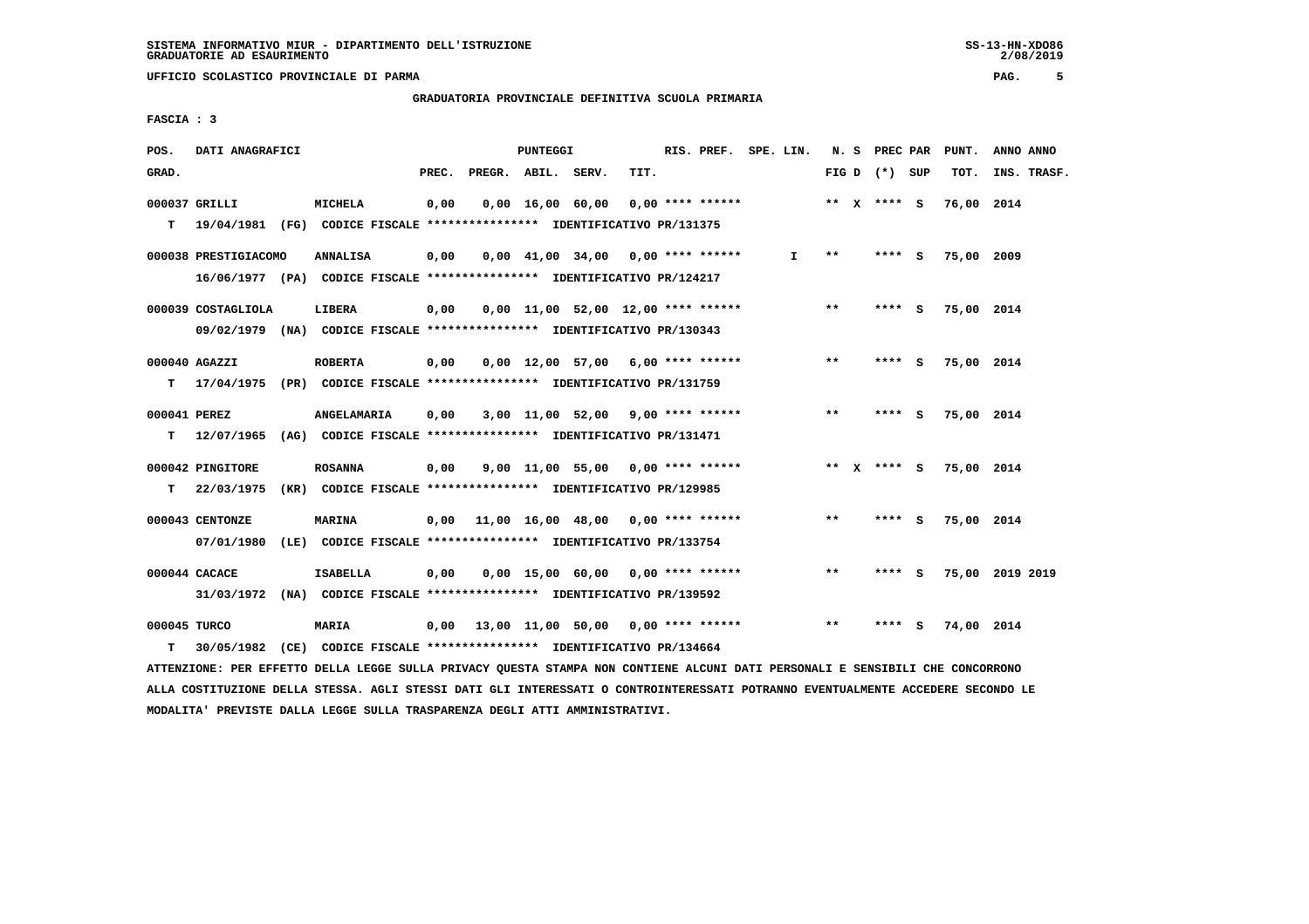SISTEMA INFORMATIVO MIUR - DIPARTIMENTO DELL'ISTRUZIONE
GRADUATORIE AD ESAURIMENTO

UFFICIO SCOLASTICO PROVINCIALE DI PARMA

GRADUATORIA PROVINCIALE DEFINITIVA SCUOLA PRIMARIA

FASCIA : 3

| POS. GRAD. | DATI ANAGRAFICI | | PREC. | PREGR. | ABIL. | SERV. | TIT. | RIS. PREF. | SPE. LIN. | N. S FIG D | PREC PAR (*) SUP | PUNT. TOT. | ANNO ANNO INS. TRASF. |
|---|---|---|---|---|---|---|---|---|---|---|---|---|---|
| 000037 | GRILLI | MICHELA | 0,00 | 0,00 | 16,00 | 60,00 | 0,00 | **** ****** | | ** X | **** S | 76,00 | 2014 |
| T | 19/04/1981 (FG) CODICE FISCALE **************** IDENTIFICATIVO PR/131375 | | | | | | | | | | | | |
| 000038 | PRESTIGIACOMO | ANNALISA | 0,00 | 0,00 | 41,00 | 34,00 | 0,00 | **** ****** | I | ** | **** S | 75,00 | 2009 |
| | 16/06/1977 (PA) CODICE FISCALE **************** IDENTIFICATIVO PR/124217 | | | | | | | | | | | | |
| 000039 | COSTAGLIOLA | LIBERA | 0,00 | 0,00 | 11,00 | 52,00 | 12,00 | **** ****** | | ** | **** S | 75,00 | 2014 |
| | 09/02/1979 (NA) CODICE FISCALE **************** IDENTIFICATIVO PR/130343 | | | | | | | | | | | | |
| 000040 | AGAZZI | ROBERTA | 0,00 | 0,00 | 12,00 | 57,00 | 6,00 | **** ****** | | ** | **** S | 75,00 | 2014 |
| T | 17/04/1975 (PR) CODICE FISCALE **************** IDENTIFICATIVO PR/131759 | | | | | | | | | | | | |
| 000041 | PEREZ | ANGELAMARIA | 0,00 | 3,00 | 11,00 | 52,00 | 9,00 | **** ****** | | ** | **** S | 75,00 | 2014 |
| T | 12/07/1965 (AG) CODICE FISCALE **************** IDENTIFICATIVO PR/131471 | | | | | | | | | | | | |
| 000042 | PINGITORE | ROSANNA | 0,00 | 9,00 | 11,00 | 55,00 | 0,00 | **** ****** | | ** X | **** S | 75,00 | 2014 |
| T | 22/03/1975 (KR) CODICE FISCALE **************** IDENTIFICATIVO PR/129985 | | | | | | | | | | | | |
| 000043 | CENTONZE | MARINA | 0,00 | 11,00 | 16,00 | 48,00 | 0,00 | **** ****** | | ** | **** S | 75,00 | 2014 |
| | 07/01/1980 (LE) CODICE FISCALE **************** IDENTIFICATIVO PR/133754 | | | | | | | | | | | | |
| 000044 | CACACE | ISABELLA | 0,00 | 0,00 | 15,00 | 60,00 | 0,00 | **** ****** | | ** | **** S | 75,00 | 2019 2019 |
| | 31/03/1972 (NA) CODICE FISCALE **************** IDENTIFICATIVO PR/139592 | | | | | | | | | | | | |
| 000045 | TURCO | MARIA | 0,00 | 13,00 | 11,00 | 50,00 | 0,00 | **** ****** | | ** | **** S | 74,00 | 2014 |
| T | 30/05/1982 (CE) CODICE FISCALE **************** IDENTIFICATIVO PR/134664 | | | | | | | | | | | | |

ATTENZIONE: PER EFFETTO DELLA LEGGE SULLA PRIVACY QUESTA STAMPA NON CONTIENE ALCUNI DATI PERSONALI E SENSIBILI CHE CONCORRONO ALLA COSTITUZIONE DELLA STESSA. AGLI STESSI DATI GLI INTERESSATI O CONTROINTERESSATI POTRANNO EVENTUALMENTE ACCEDERE SECONDO LE MODALITA' PREVISTE DALLA LEGGE SULLA TRASPARENZA DEGLI ATTI AMMINISTRATIVI.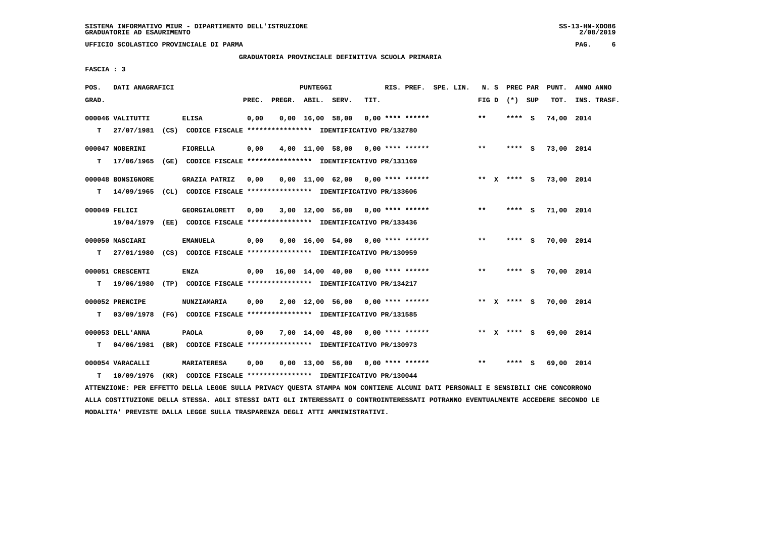SISTEMA INFORMATIVO MIUR - DIPARTIMENTO DELL'ISTRUZIONE
GRADUATORIE AD ESAURIMENTO

UFFICIO SCOLASTICO PROVINCIALE DI PARMA

GRADUATORIA PROVINCIALE DEFINITIVA SCUOLA PRIMARIA

FASCIA : 3

| POS. GRAD. | DATI ANAGRAFICI | | PREC. | PREGR. | ABIL. | SERV. | TIT. | RIS. PREF. | SPE. LIN. | N. S FIG D | PREC PAR (*) SUP | PUNT. TOT. | ANNO ANNO INS. TRASF. |
|---|---|---|---|---|---|---|---|---|---|---|---|---|---|
| 000046 | VALITUTTI | ELISA | 0,00 | 0,00 | 16,00 | 58,00 | 0,00 | **** ****** | | ** | **** S | 74,00 | 2014 |
| T | 27/07/1981 (CS) CODICE FISCALE **************** IDENTIFICATIVO PR/132780 | | | | | | | | | | | | |
| 000047 | NOBERINI | FIORELLA | 0,00 | 4,00 | 11,00 | 58,00 | 0,00 | **** ****** | | ** | **** S | 73,00 | 2014 |
| T | 17/06/1965 (GE) CODICE FISCALE **************** IDENTIFICATIVO PR/131169 | | | | | | | | | | | | |
| 000048 | BONSIGNORE | GRAZIA PATRIZ | 0,00 | 0,00 | 11,00 | 62,00 | 0,00 | **** ****** | | ** X | **** S | 73,00 | 2014 |
| T | 14/09/1965 (CL) CODICE FISCALE **************** IDENTIFICATIVO PR/133606 | | | | | | | | | | | | |
| 000049 | FELICI | GEORGIALORETT | 0,00 | 3,00 | 12,00 | 56,00 | 0,00 | **** ****** | | ** | **** S | 71,00 | 2014 |
| | 19/04/1979 (EE) CODICE FISCALE **************** IDENTIFICATIVO PR/133436 | | | | | | | | | | | | |
| 000050 | MASCIARI | EMANUELA | 0,00 | 0,00 | 16,00 | 54,00 | 0,00 | **** ****** | | ** | **** S | 70,00 | 2014 |
| T | 27/01/1980 (CS) CODICE FISCALE **************** IDENTIFICATIVO PR/130959 | | | | | | | | | | | | |
| 000051 | CRESCENTI | ENZA | 0,00 | 16,00 | 14,00 | 40,00 | 0,00 | **** ****** | | ** | **** S | 70,00 | 2014 |
| T | 19/06/1980 (TP) CODICE FISCALE **************** IDENTIFICATIVO PR/134217 | | | | | | | | | | | | |
| 000052 | PRENCIPE | NUNZIAMARIA | 0,00 | 2,00 | 12,00 | 56,00 | 0,00 | **** ****** | | ** X | **** S | 70,00 | 2014 |
| T | 03/09/1978 (FG) CODICE FISCALE **************** IDENTIFICATIVO PR/131585 | | | | | | | | | | | | |
| 000053 | DELL'ANNA | PAOLA | 0,00 | 7,00 | 14,00 | 48,00 | 0,00 | **** ****** | | ** X | **** S | 69,00 | 2014 |
| T | 04/06/1981 (BR) CODICE FISCALE **************** IDENTIFICATIVO PR/130973 | | | | | | | | | | | | |
| 000054 | VARACALLI | MARIATERESA | 0,00 | 0,00 | 13,00 | 56,00 | 0,00 | **** ****** | | ** | **** S | 69,00 | 2014 |
| T | 10/09/1976 (KR) CODICE FISCALE **************** IDENTIFICATIVO PR/130044 | | | | | | | | | | | | |

ATTENZIONE: PER EFFETTO DELLA LEGGE SULLA PRIVACY QUESTA STAMPA NON CONTIENE ALCUNI DATI PERSONALI E SENSIBILI CHE CONCORRONO ALLA COSTITUZIONE DELLA STESSA. AGLI STESSI DATI GLI INTERESSATI O CONTROINTERESSATI POTRANNO EVENTUALMENTE ACCEDERE SECONDO LE MODALITA' PREVISTE DALLA LEGGE SULLA TRASPARENZA DEGLI ATTI AMMINISTRATIVI.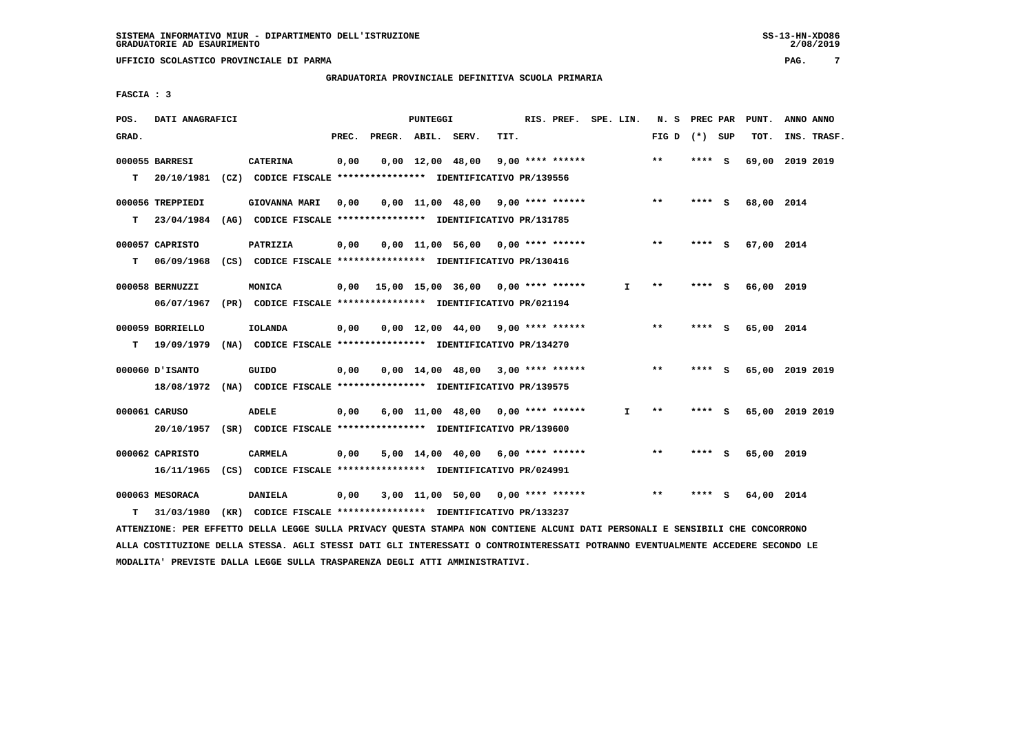UFFICIO SCOLASTICO PROVINCIALE DI PARMA

GRADUATORIA PROVINCIALE DEFINITIVA SCUOLA PRIMARIA

FASCIA : 3

| POS. GRAD. | DATI ANAGRAFICI | | PREC. | PREGR. | ABIL. | SERV. | TIT. | RIS. PREF. | SPE. LIN. | N. S FIG D | PREC PAR (*) | SUP | PUNT. TOT. | ANNO INS. | ANNO TRASF. |
|---|---|---|---|---|---|---|---|---|---|---|---|---|---|---|---|
| 000055 | BARRESI | CATERINA | 0,00 | 0,00 | 12,00 | 48,00 | 9,00 | **** ****** | | ** | **** | S | 69,00 | 2019 | 2019 |
| T | 20/10/1981 (CZ) CODICE FISCALE **************** IDENTIFICATIVO PR/139556 | | | | | | | | | | | | | | |
| 000056 | TREPPIEDI | GIOVANNA MARI | 0,00 | 0,00 | 11,00 | 48,00 | 9,00 | **** ****** | | ** | **** | S | 68,00 | 2014 | |
| T | 23/04/1984 (AG) CODICE FISCALE **************** IDENTIFICATIVO PR/131785 | | | | | | | | | | | | | | |
| 000057 | CAPRISTO | PATRIZIA | 0,00 | 0,00 | 11,00 | 56,00 | 0,00 | **** ****** | | ** | **** | S | 67,00 | 2014 | |
| T | 06/09/1968 (CS) CODICE FISCALE **************** IDENTIFICATIVO PR/130416 | | | | | | | | | | | | | | |
| 000058 | BERNUZZI | MONICA | 0,00 | 15,00 | 15,00 | 36,00 | 0,00 | **** ****** | I | ** | **** | S | 66,00 | 2019 | |
| | 06/07/1967 (PR) CODICE FISCALE **************** IDENTIFICATIVO PR/021194 | | | | | | | | | | | | | | |
| 000059 | BORRIELLO | IOLANDA | 0,00 | 0,00 | 12,00 | 44,00 | 9,00 | **** ****** | | ** | **** | S | 65,00 | 2014 | |
| T | 19/09/1979 (NA) CODICE FISCALE **************** IDENTIFICATIVO PR/134270 | | | | | | | | | | | | | | |
| 000060 | D'ISANTO | GUIDO | 0,00 | 0,00 | 14,00 | 48,00 | 3,00 | **** ****** | | ** | **** | S | 65,00 | 2019 | 2019 |
| | 18/08/1972 (NA) CODICE FISCALE **************** IDENTIFICATIVO PR/139575 | | | | | | | | | | | | | | |
| 000061 | CARUSO | ADELE | 0,00 | 6,00 | 11,00 | 48,00 | 0,00 | **** ****** | I | ** | **** | S | 65,00 | 2019 | 2019 |
| | 20/10/1957 (SR) CODICE FISCALE **************** IDENTIFICATIVO PR/139600 | | | | | | | | | | | | | | |
| 000062 | CAPRISTO | CARMELA | 0,00 | 5,00 | 14,00 | 40,00 | 6,00 | **** ****** | | ** | **** | S | 65,00 | 2019 | |
| | 16/11/1965 (CS) CODICE FISCALE **************** IDENTIFICATIVO PR/024991 | | | | | | | | | | | | | | |
| 000063 | MESORACA | DANIELA | 0,00 | 3,00 | 11,00 | 50,00 | 0,00 | **** ****** | | ** | **** | S | 64,00 | 2014 | |
| T | 31/03/1980 (KR) CODICE FISCALE **************** IDENTIFICATIVO PR/133237 | | | | | | | | | | | | | | |

ATTENZIONE: PER EFFETTO DELLA LEGGE SULLA PRIVACY QUESTA STAMPA NON CONTIENE ALCUNI DATI PERSONALI E SENSIBILI CHE CONCORRONO ALLA COSTITUZIONE DELLA STESSA. AGLI STESSI DATI GLI INTERESSATI O CONTROINTERESSATI POTRANNO EVENTUALMENTE ACCEDERE SECONDO LE MODALITA' PREVISTE DALLA LEGGE SULLA TRASPARENZA DEGLI ATTI AMMINISTRATIVI.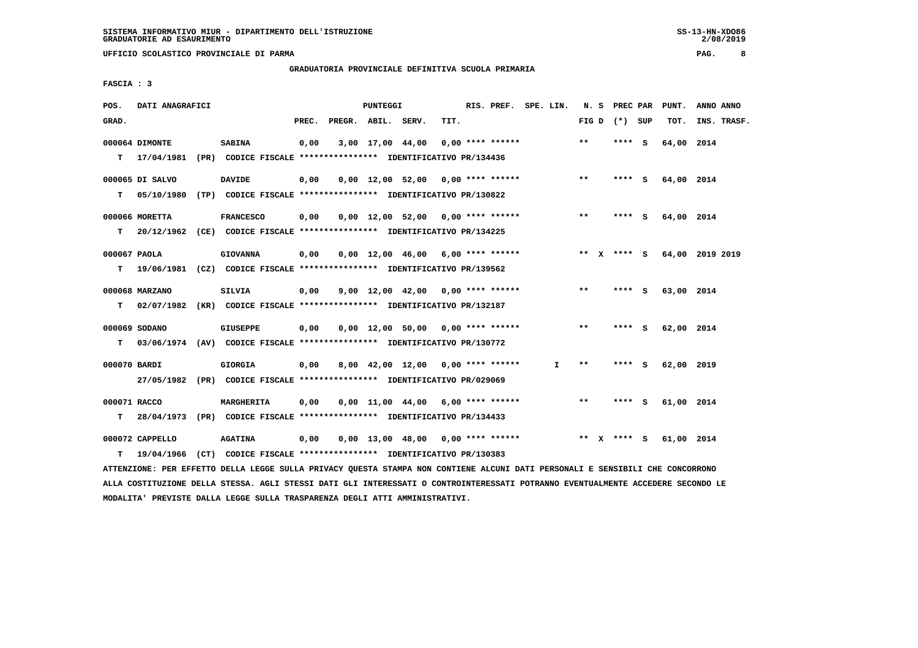GRADUATORIA PROVINCIALE DEFINITIVA SCUOLA PRIMARIA

FASCIA : 3

| POS. GRAD. | DATI ANAGRAFICI | | PREC. | PREGR. | ABIL. | SERV. | TIT. | RIS. PREF. | SPE. LIN. | N. S FIG D | PREC PAR (*) SUP | PUNT. TOT. | ANNO ANNO INS. TRASF. |
|---|---|---|---|---|---|---|---|---|---|---|---|---|---|
| 000064 | DIMONTE | SABINA | 0,00 | 3,00 | 17,00 | 44,00 | 0,00 | **** ****** | | ** | **** S | 64,00 | 2014 |
| T | 17/04/1981 (PR) CODICE FISCALE **************** IDENTIFICATIVO PR/134436 | | | | | | | | | | | | |
| 000065 | DI SALVO | DAVIDE | 0,00 | 0,00 | 12,00 | 52,00 | 0,00 | **** ****** | | ** | **** S | 64,00 | 2014 |
| T | 05/10/1980 (TP) CODICE FISCALE **************** IDENTIFICATIVO PR/130822 | | | | | | | | | | | | |
| 000066 | MORETTA | FRANCESCO | 0,00 | 0,00 | 12,00 | 52,00 | 0,00 | **** ****** | | ** | **** S | 64,00 | 2014 |
| T | 20/12/1962 (CE) CODICE FISCALE **************** IDENTIFICATIVO PR/134225 | | | | | | | | | | | | |
| 000067 | PAOLA | GIOVANNA | 0,00 | 0,00 | 12,00 | 46,00 | 6,00 | **** ****** | | ** X | **** S | 64,00 | 2019 2019 |
| T | 19/06/1981 (CZ) CODICE FISCALE **************** IDENTIFICATIVO PR/139562 | | | | | | | | | | | | |
| 000068 | MARZANO | SILVIA | 0,00 | 9,00 | 12,00 | 42,00 | 0,00 | **** ****** | | ** | **** S | 63,00 | 2014 |
| T | 02/07/1982 (KR) CODICE FISCALE **************** IDENTIFICATIVO PR/132187 | | | | | | | | | | | | |
| 000069 | SODANO | GIUSEPPE | 0,00 | 0,00 | 12,00 | 50,00 | 0,00 | **** ****** | | ** | **** S | 62,00 | 2014 |
| T | 03/06/1974 (AV) CODICE FISCALE **************** IDENTIFICATIVO PR/130772 | | | | | | | | | | | | |
| 000070 | BARDI | GIORGIA | 0,00 | 8,00 | 42,00 | 12,00 | 0,00 | **** ****** | I | ** | **** S | 62,00 | 2019 |
| | 27/05/1982 (PR) CODICE FISCALE **************** IDENTIFICATIVO PR/029069 | | | | | | | | | | | | |
| 000071 | RACCO | MARGHERITA | 0,00 | 0,00 | 11,00 | 44,00 | 6,00 | **** ****** | | ** | **** S | 61,00 | 2014 |
| T | 28/04/1973 (PR) CODICE FISCALE **************** IDENTIFICATIVO PR/134433 | | | | | | | | | | | | |
| 000072 | CAPPELLO | AGATINA | 0,00 | 0,00 | 13,00 | 48,00 | 0,00 | **** ****** | | ** X | **** S | 61,00 | 2014 |
| T | 19/04/1966 (CT) CODICE FISCALE **************** IDENTIFICATIVO PR/130383 | | | | | | | | | | | | |

ATTENZIONE: PER EFFETTO DELLA LEGGE SULLA PRIVACY QUESTA STAMPA NON CONTIENE ALCUNI DATI PERSONALI E SENSIBILI CHE CONCORRONO ALLA COSTITUZIONE DELLA STESSA. AGLI STESSI DATI GLI INTERESSATI O CONTROINTERESSATI POTRANNO EVENTUALMENTE ACCEDERE SECONDO LE MODALITA' PREVISTE DALLA LEGGE SULLA TRASPARENZA DEGLI ATTI AMMINISTRATIVI.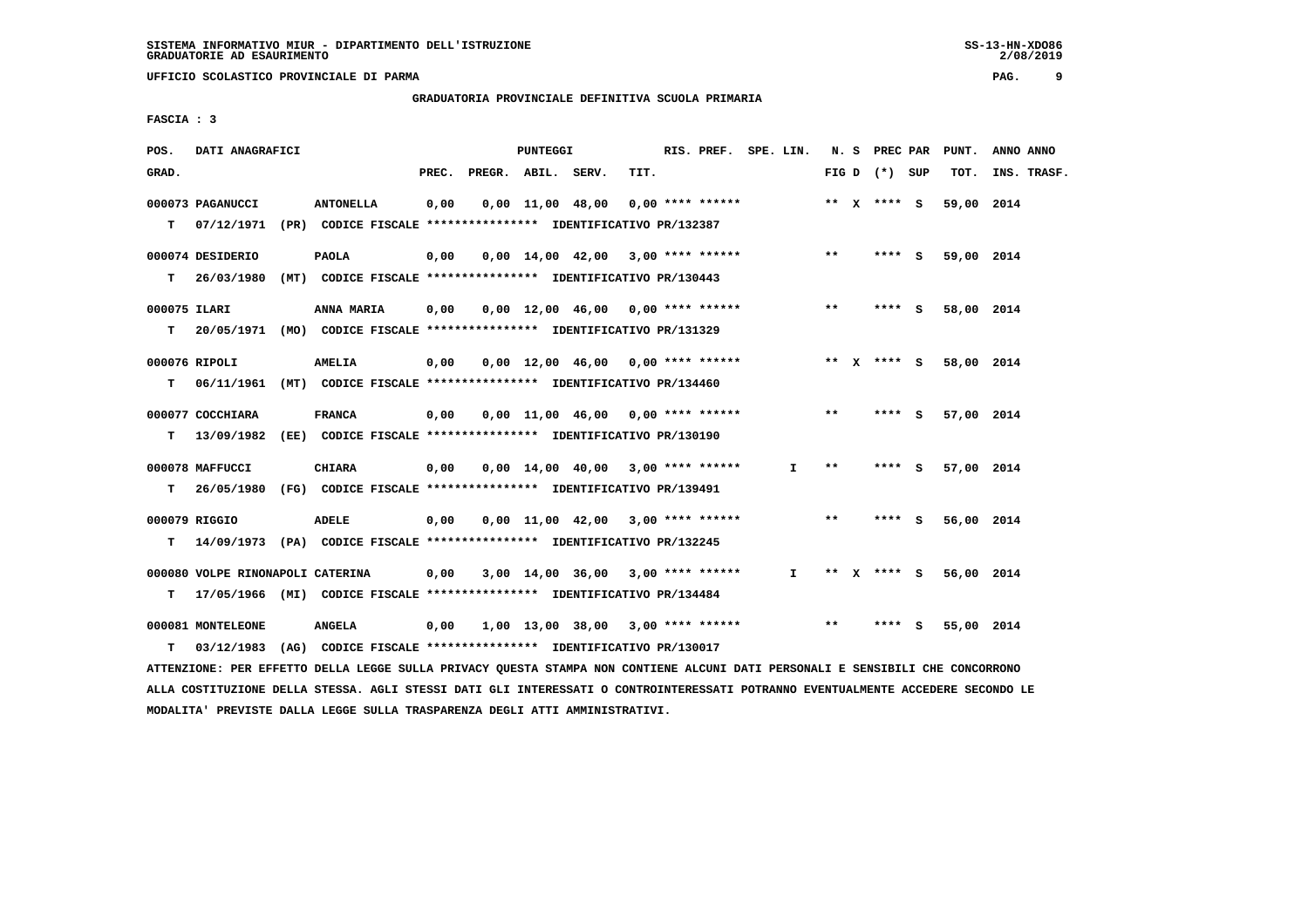SISTEMA INFORMATIVO MIUR - DIPARTIMENTO DELL'ISTRUZIONE
GRADUATORIE AD ESAURIMENTO

UFFICIO SCOLASTICO PROVINCIALE DI PARMA

GRADUATORIA PROVINCIALE DEFINITIVA SCUOLA PRIMARIA

FASCIA : 3

| POS. GRAD. | DATI ANAGRAFICI | | PREC. | PREGR. | ABIL. | SERV. | TIT. | RIS. PREF. | SPE. LIN. | N. S FIG D | PREC PAR (*) SUP | PUNT. TOT. | ANNO ANNO INS. TRASF. |
|---|---|---|---|---|---|---|---|---|---|---|---|---|---|
| 000073 | PAGANUCCI | ANTONELLA | 0,00 | 0,00 | 11,00 | 48,00 | 0,00 | **** ****** | | ** X | **** S | 59,00 | 2014 |
| T | 07/12/1971 (PR) CODICE FISCALE **************** IDENTIFICATIVO PR/132387 | | | | | | | | | | | | |
| 000074 | DESIDERIO | PAOLA | 0,00 | 0,00 | 14,00 | 42,00 | 3,00 | **** ****** | | ** | **** S | 59,00 | 2014 |
| T | 26/03/1980 (MT) CODICE FISCALE **************** IDENTIFICATIVO PR/130443 | | | | | | | | | | | | |
| 000075 | ILARI | ANNA MARIA | 0,00 | 0,00 | 12,00 | 46,00 | 0,00 | **** ****** | | ** | **** S | 58,00 | 2014 |
| T | 20/05/1971 (MO) CODICE FISCALE **************** IDENTIFICATIVO PR/131329 | | | | | | | | | | | | |
| 000076 | RIPOLI | AMELIA | 0,00 | 0,00 | 12,00 | 46,00 | 0,00 | **** ****** | | ** X | **** S | 58,00 | 2014 |
| T | 06/11/1961 (MT) CODICE FISCALE **************** IDENTIFICATIVO PR/134460 | | | | | | | | | | | | |
| 000077 | COCCHIARA | FRANCA | 0,00 | 0,00 | 11,00 | 46,00 | 0,00 | **** ****** | | ** | **** S | 57,00 | 2014 |
| T | 13/09/1982 (EE) CODICE FISCALE **************** IDENTIFICATIVO PR/130190 | | | | | | | | | | | | |
| 000078 | MAFFUCCI | CHIARA | 0,00 | 0,00 | 14,00 | 40,00 | 3,00 | **** ****** | I | ** | **** S | 57,00 | 2014 |
| T | 26/05/1980 (FG) CODICE FISCALE **************** IDENTIFICATIVO PR/139491 | | | | | | | | | | | | |
| 000079 | RIGGIO | ADELE | 0,00 | 0,00 | 11,00 | 42,00 | 3,00 | **** ****** | | ** | **** S | 56,00 | 2014 |
| T | 14/09/1973 (PA) CODICE FISCALE **************** IDENTIFICATIVO PR/132245 | | | | | | | | | | | | |
| 000080 | VOLPE RINONAPOLI | CATERINA | 0,00 | 3,00 | 14,00 | 36,00 | 3,00 | **** ****** | I | ** X | **** S | 56,00 | 2014 |
| T | 17/05/1966 (MI) CODICE FISCALE **************** IDENTIFICATIVO PR/134484 | | | | | | | | | | | | |
| 000081 | MONTELEONE | ANGELA | 0,00 | 1,00 | 13,00 | 38,00 | 3,00 | **** ****** | | ** | **** S | 55,00 | 2014 |
| T | 03/12/1983 (AG) CODICE FISCALE **************** IDENTIFICATIVO PR/130017 | | | | | | | | | | | | |

ATTENZIONE: PER EFFETTO DELLA LEGGE SULLA PRIVACY QUESTA STAMPA NON CONTIENE ALCUNI DATI PERSONALI E SENSIBILI CHE CONCORRONO ALLA COSTITUZIONE DELLA STESSA. AGLI STESSI DATI GLI INTERESSATI O CONTROINTERESSATI POTRANNO EVENTUALMENTE ACCEDERE SECONDO LE MODALITA' PREVISTE DALLA LEGGE SULLA TRASPARENZA DEGLI ATTI AMMINISTRATIVI.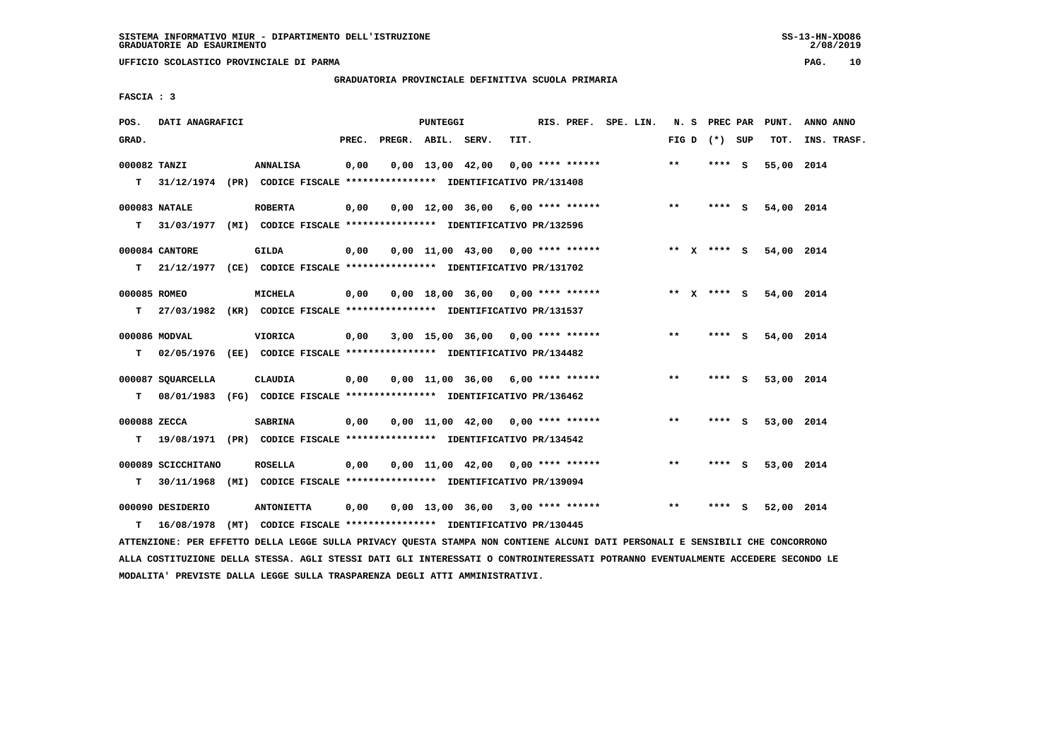SISTEMA INFORMATIVO MIUR - DIPARTIMENTO DELL'ISTRUZIONE
GRADUATORIE AD ESAURIMENTO

UFFICIO SCOLASTICO PROVINCIALE DI PARMA

GRADUATORIA PROVINCIALE DEFINITIVA SCUOLA PRIMARIA

FASCIA : 3

| POS. GRAD. | DATI ANAGRAFICI | | PREC. | PREGR. | ABIL. | SERV. | TIT. | RIS. PREF. | SPE. LIN. | N. S FIG D | PREC PAR (*) SUP | PUNT. TOT. | ANNO ANNO INS. TRASF. |
|---|---|---|---|---|---|---|---|---|---|---|---|---|---|
| 000082 TANZI | ANNALISA | | 0,00 | 0,00 | 13,00 | 42,00 | 0,00 | **** ****** | | ** | **** S | 55,00 | 2014 |
| T 31/12/1974 (PR) | CODICE FISCALE **************** | IDENTIFICATIVO PR/131408 | | | | | | | | | | | |
| 000083 NATALE | ROBERTA | | 0,00 | 0,00 | 12,00 | 36,00 | 6,00 | **** ****** | | ** | **** S | 54,00 | 2014 |
| T 31/03/1977 (MI) | CODICE FISCALE **************** | IDENTIFICATIVO PR/132596 | | | | | | | | | | | |
| 000084 CANTORE | GILDA | | 0,00 | 0,00 | 11,00 | 43,00 | 0,00 | **** ****** | | ** X | **** S | 54,00 | 2014 |
| T 21/12/1977 (CE) | CODICE FISCALE **************** | IDENTIFICATIVO PR/131702 | | | | | | | | | | | |
| 000085 ROMEO | MICHELA | | 0,00 | 0,00 | 18,00 | 36,00 | 0,00 | **** ****** | | ** X | **** S | 54,00 | 2014 |
| T 27/03/1982 (KR) | CODICE FISCALE **************** | IDENTIFICATIVO PR/131537 | | | | | | | | | | | |
| 000086 MODVAL | VIORICA | | 0,00 | 3,00 | 15,00 | 36,00 | 0,00 | **** ****** | | ** | **** S | 54,00 | 2014 |
| T 02/05/1976 (EE) | CODICE FISCALE **************** | IDENTIFICATIVO PR/134482 | | | | | | | | | | | |
| 000087 SQUARCELLA | CLAUDIA | | 0,00 | 0,00 | 11,00 | 36,00 | 6,00 | **** ****** | | ** | **** S | 53,00 | 2014 |
| T 08/01/1983 (FG) | CODICE FISCALE **************** | IDENTIFICATIVO PR/136462 | | | | | | | | | | | |
| 000088 ZECCA | SABRINA | | 0,00 | 0,00 | 11,00 | 42,00 | 0,00 | **** ****** | | ** | **** S | 53,00 | 2014 |
| T 19/08/1971 (PR) | CODICE FISCALE **************** | IDENTIFICATIVO PR/134542 | | | | | | | | | | | |
| 000089 SCICCHITANO | ROSELLA | | 0,00 | 0,00 | 11,00 | 42,00 | 0,00 | **** ****** | | ** | **** S | 53,00 | 2014 |
| T 30/11/1968 (MI) | CODICE FISCALE **************** | IDENTIFICATIVO PR/139094 | | | | | | | | | | | |
| 000090 DESIDERIO | ANTONIETTA | | 0,00 | 0,00 | 13,00 | 36,00 | 3,00 | **** ****** | | ** | **** S | 52,00 | 2014 |
| T 16/08/1978 (MT) | CODICE FISCALE **************** | IDENTIFICATIVO PR/130445 | | | | | | | | | | | |

ATTENZIONE: PER EFFETTO DELLA LEGGE SULLA PRIVACY QUESTA STAMPA NON CONTIENE ALCUNI DATI PERSONALI E SENSIBILI CHE CONCORRONO ALLA COSTITUZIONE DELLA STESSA. AGLI STESSI DATI GLI INTERESSATI O CONTROINTERESSATI POTRANNO EVENTUALMENTE ACCEDERE SECONDO LE MODALITA' PREVISTE DALLA LEGGE SULLA TRASPARENZA DEGLI ATTI AMMINISTRATIVI.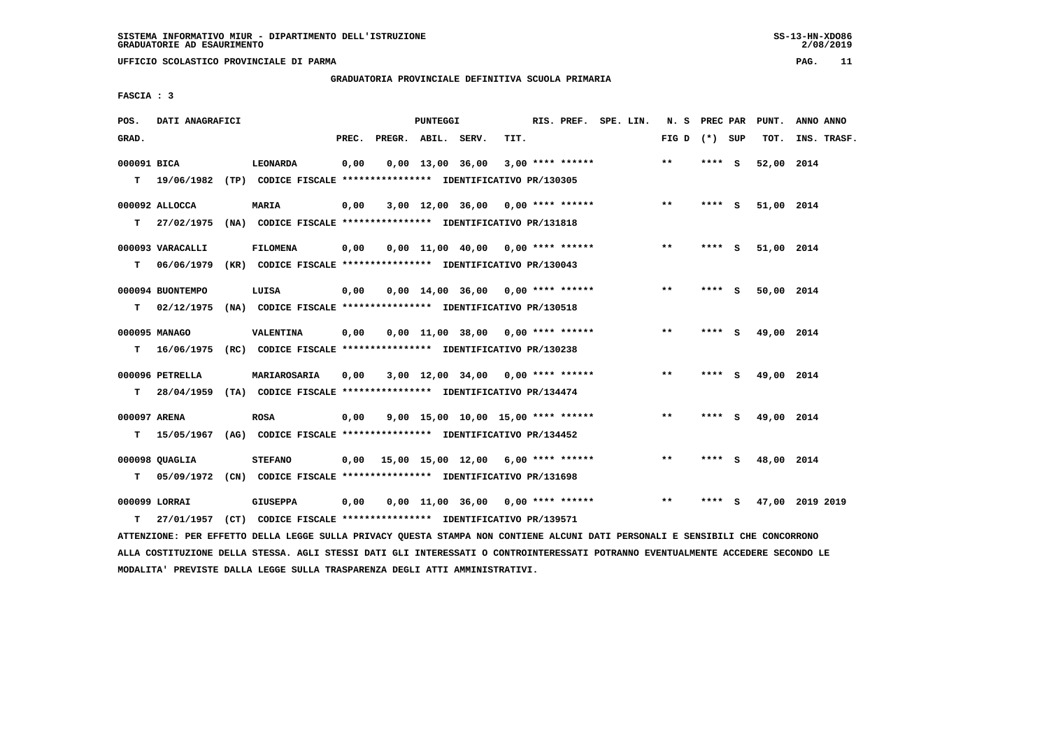SISTEMA INFORMATIVO MIUR - DIPARTIMENTO DELL'ISTRUZIONE
GRADUATORIE AD ESAURIMENTO

UFFICIO SCOLASTICO PROVINCIALE DI PARMA

## GRADUATORIA PROVINCIALE DEFINITIVA SCUOLA PRIMARIA

FASCIA : 3

| POS. GRAD. | DATI ANAGRAFICI | | PREC. | PREGR. | ABIL. | SERV. | TIT. | RIS. PREF. | SPE. LIN. | N. S FIG D | PREC PAR (*) SUP | PUNT. TOT. | ANNO ANNO INS. TRASF. |
|---|---|---|---|---|---|---|---|---|---|---|---|---|---|
| 000091 BICA | LEONARDA | | 0,00 | 0,00 | 13,00 | 36,00 | 3,00 | **** ****** | | ** | **** S | 52,00 | 2014 |
| T 19/06/1982 (TP) | CODICE FISCALE **************** | IDENTIFICATIVO PR/130305 | | | | | | | | | | | |
| 000092 ALLOCCA | MARIA | | 0,00 | 3,00 | 12,00 | 36,00 | 0,00 | **** ****** | | ** | **** S | 51,00 | 2014 |
| T 27/02/1975 (NA) | CODICE FISCALE **************** | IDENTIFICATIVO PR/131818 | | | | | | | | | | | |
| 000093 VARACALLI | FILOMENA | | 0,00 | 0,00 | 11,00 | 40,00 | 0,00 | **** ****** | | ** | **** S | 51,00 | 2014 |
| T 06/06/1979 (KR) | CODICE FISCALE **************** | IDENTIFICATIVO PR/130043 | | | | | | | | | | | |
| 000094 BUONTEMPO | LUISA | | 0,00 | 0,00 | 14,00 | 36,00 | 0,00 | **** ****** | | ** | **** S | 50,00 | 2014 |
| T 02/12/1975 (NA) | CODICE FISCALE **************** | IDENTIFICATIVO PR/130518 | | | | | | | | | | | |
| 000095 MANAGO | VALENTINA | | 0,00 | 0,00 | 11,00 | 38,00 | 0,00 | **** ****** | | ** | **** S | 49,00 | 2014 |
| T 16/06/1975 (RC) | CODICE FISCALE **************** | IDENTIFICATIVO PR/130238 | | | | | | | | | | | |
| 000096 PETRELLA | MARIAROSARIA | | 0,00 | 3,00 | 12,00 | 34,00 | 0,00 | **** ****** | | ** | **** S | 49,00 | 2014 |
| T 28/04/1959 (TA) | CODICE FISCALE **************** | IDENTIFICATIVO PR/134474 | | | | | | | | | | | |
| 000097 ARENA | ROSA | | 0,00 | 9,00 | 15,00 | 10,00 | 15,00 | **** ****** | | ** | **** S | 49,00 | 2014 |
| T 15/05/1967 (AG) | CODICE FISCALE **************** | IDENTIFICATIVO PR/134452 | | | | | | | | | | | |
| 000098 QUAGLIA | STEFANO | | 0,00 | 15,00 | 15,00 | 12,00 | 6,00 | **** ****** | | ** | **** S | 48,00 | 2014 |
| T 05/09/1972 (CN) | CODICE FISCALE **************** | IDENTIFICATIVO PR/131698 | | | | | | | | | | | |
| 000099 LORRAI | GIUSEPPA | | 0,00 | 0,00 | 11,00 | 36,00 | 0,00 | **** ****** | | ** | **** S | 47,00 | 2019 2019 |
| T 27/01/1957 (CT) | CODICE FISCALE **************** | IDENTIFICATIVO PR/139571 | | | | | | | | | | | |

ATTENZIONE: PER EFFETTO DELLA LEGGE SULLA PRIVACY QUESTA STAMPA NON CONTIENE ALCUNI DATI PERSONALI E SENSIBILI CHE CONCORRONO ALLA COSTITUZIONE DELLA STESSA. AGLI STESSI DATI GLI INTERESSATI O CONTROINTERESSATI POTRANNO EVENTUALMENTE ACCEDERE SECONDO LE MODALITA' PREVISTE DALLA LEGGE SULLA TRASPARENZA DEGLI ATTI AMMINISTRATIVI.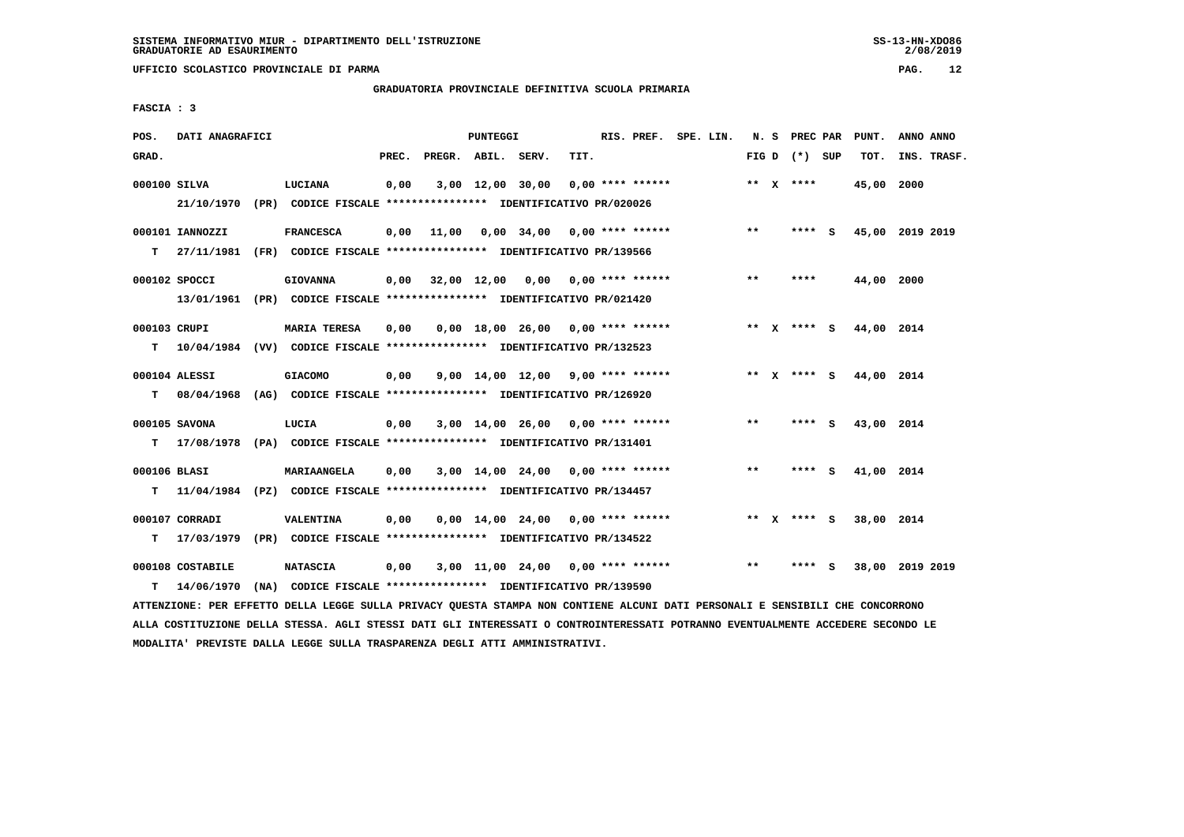**SISTEMA INFORMATIVO MIUR - DIPARTIMENTO DELL'ISTRUZIONE**
**GRADUATORIE AD ESAURIMENTO**

**UFFICIO SCOLASTICO PROVINCIALE DI PARMA**

**GRADUATORIA PROVINCIALE DEFINITIVA SCUOLA PRIMARIA**

**FASCIA : 3**

| POS. GRAD. | DATI ANAGRAFICI | | PUNTEGGI PREC. | PREGR. | ABIL. | SERV. | TIT. | RIS. PREF. | SPE. LIN. | N. S FIG D | PREC PAR (*) | SUP | PUNT. TOT. | ANNO ANNO INS. TRASF. |
|---|---|---|---|---|---|---|---|---|---|---|---|---|---|---|
| 000100 | SILVA | LUCIANA | 0,00 | 3,00 | 12,00 | 30,00 | 0,00 | **** ****** | | ** X | **** | | 45,00 | 2000 |
| | 21/10/1970 (PR) | CODICE FISCALE **************** IDENTIFICATIVO PR/020026 | | | | | | | | | | | | |
| 000101 | IANNOZZI | FRANCESCA | 0,00 | 11,00 | 0,00 | 34,00 | 0,00 | **** ****** | | ** | **** | S | 45,00 | 2019 2019 |
| T | 27/11/1981 (FR) | CODICE FISCALE **************** IDENTIFICATIVO PR/139566 | | | | | | | | | | | | |
| 000102 | SPOCCI | GIOVANNA | 0,00 | 32,00 | 12,00 | 0,00 | 0,00 | **** ****** | | ** | **** | | 44,00 | 2000 |
| | 13/01/1961 (PR) | CODICE FISCALE **************** IDENTIFICATIVO PR/021420 | | | | | | | | | | | | |
| 000103 | CRUPI | MARIA TERESA | 0,00 | 0,00 | 18,00 | 26,00 | 0,00 | **** ****** | | ** X | **** | S | 44,00 | 2014 |
| T | 10/04/1984 (VV) | CODICE FISCALE **************** IDENTIFICATIVO PR/132523 | | | | | | | | | | | | |
| 000104 | ALESSI | GIACOMO | 0,00 | 9,00 | 14,00 | 12,00 | 9,00 | **** ****** | | ** X | **** | S | 44,00 | 2014 |
| T | 08/04/1968 (AG) | CODICE FISCALE **************** IDENTIFICATIVO PR/126920 | | | | | | | | | | | | |
| 000105 | SAVONA | LUCIA | 0,00 | 3,00 | 14,00 | 26,00 | 0,00 | **** ****** | | ** | **** | S | 43,00 | 2014 |
| T | 17/08/1978 (PA) | CODICE FISCALE **************** IDENTIFICATIVO PR/131401 | | | | | | | | | | | | |
| 000106 | BLASI | MARIAANGELA | 0,00 | 3,00 | 14,00 | 24,00 | 0,00 | **** ****** | | ** | **** | S | 41,00 | 2014 |
| T | 11/04/1984 (PZ) | CODICE FISCALE **************** IDENTIFICATIVO PR/134457 | | | | | | | | | | | | |
| 000107 | CORRADI | VALENTINA | 0,00 | 0,00 | 14,00 | 24,00 | 0,00 | **** ****** | | ** X | **** | S | 38,00 | 2014 |
| T | 17/03/1979 (PR) | CODICE FISCALE **************** IDENTIFICATIVO PR/134522 | | | | | | | | | | | | |
| 000108 | COSTABILE | NATASCIA | 0,00 | 3,00 | 11,00 | 24,00 | 0,00 | **** ****** | | ** | **** | S | 38,00 | 2019 2019 |
| T | 14/06/1970 (NA) | CODICE FISCALE **************** IDENTIFICATIVO PR/139590 | | | | | | | | | | | | |

ATTENZIONE: PER EFFETTO DELLA LEGGE SULLA PRIVACY QUESTA STAMPA NON CONTIENE ALCUNI DATI PERSONALI E SENSIBILI CHE CONCORRONO ALLA COSTITUZIONE DELLA STESSA. AGLI STESSI DATI GLI INTERESSATI O CONTROINTERESSATI POTRANNO EVENTUALMENTE ACCEDERE SECONDO LE MODALITA' PREVISTE DALLA LEGGE SULLA TRASPARENZA DEGLI ATTI AMMINISTRATIVI.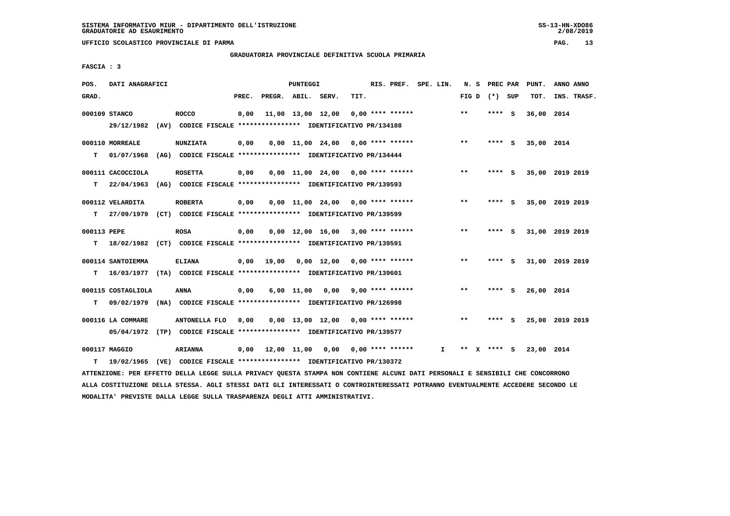SISTEMA INFORMATIVO MIUR - DIPARTIMENTO DELL'ISTRUZIONE
GRADUATORIE AD ESAURIMENTO

UFFICIO SCOLASTICO PROVINCIALE DI PARMA

GRADUATORIA PROVINCIALE DEFINITIVA SCUOLA PRIMARIA

FASCIA : 3

| POS. GRAD. | DATI ANAGRAFICI | | PREC. | PREGR. | ABIL. | SERV. | TIT. | RIS. PREF. | SPE. LIN. | N. S FIG D | PREC PAR (*) SUP | PUNT. TOT. | ANNO ANNO INS. TRASF. |
|---|---|---|---|---|---|---|---|---|---|---|---|---|---|
| 000109 | STANCO | ROCCO | 0,00 | 11,00 | 13,00 | 12,00 | 0,00 | **** ****** | | ** | **** S | 36,00 | 2014 |
| | 29/12/1982 (AV) CODICE FISCALE **************** IDENTIFICATIVO PR/134188 | | | | | | | | | | | | |
| 000110 | MORREALE | NUNZIATA | 0,00 | 0,00 | 11,00 | 24,00 | 0,00 | **** ****** | | ** | **** S | 35,00 | 2014 |
| T | 01/07/1968 (AG) CODICE FISCALE **************** IDENTIFICATIVO PR/134444 | | | | | | | | | | | | |
| 000111 | CACOCCIOLA | ROSETTA | 0,00 | 0,00 | 11,00 | 24,00 | 0,00 | **** ****** | | ** | **** S | 35,00 | 2019 2019 |
| T | 22/04/1963 (AG) CODICE FISCALE **************** IDENTIFICATIVO PR/139593 | | | | | | | | | | | | |
| 000112 | VELARDITA | ROBERTA | 0,00 | 0,00 | 11,00 | 24,00 | 0,00 | **** ****** | | ** | **** S | 35,00 | 2019 2019 |
| T | 27/09/1979 (CT) CODICE FISCALE **************** IDENTIFICATIVO PR/139599 | | | | | | | | | | | | |
| 000113 | PEPE | ROSA | 0,00 | 0,00 | 12,00 | 16,00 | 3,00 | **** ****** | | ** | **** S | 31,00 | 2019 2019 |
| T | 18/02/1982 (CT) CODICE FISCALE **************** IDENTIFICATIVO PR/139591 | | | | | | | | | | | | |
| 000114 | SANTOIEMMA | ELIANA | 0,00 | 19,00 | 0,00 | 12,00 | 0,00 | **** ****** | | ** | **** S | 31,00 | 2019 2019 |
| T | 16/03/1977 (TA) CODICE FISCALE **************** IDENTIFICATIVO PR/139601 | | | | | | | | | | | | |
| 000115 | COSTAGLIOLA | ANNA | 0,00 | 6,00 | 11,00 | 0,00 | 9,00 | **** ****** | | ** | **** S | 26,00 | 2014 |
| T | 09/02/1979 (NA) CODICE FISCALE **************** IDENTIFICATIVO PR/126998 | | | | | | | | | | | | |
| 000116 | LA COMMARE | ANTONELLA FLO | 0,00 | 0,00 | 13,00 | 12,00 | 0,00 | **** ****** | | ** | **** S | 25,00 | 2019 2019 |
| | 05/04/1972 (TP) CODICE FISCALE **************** IDENTIFICATIVO PR/139577 | | | | | | | | | | | | |
| 000117 | MAGGIO | ARIANNA | 0,00 | 12,00 | 11,00 | 0,00 | 0,00 | **** ****** | I | ** X | **** S | 23,00 | 2014 |
| T | 19/02/1965 (VE) CODICE FISCALE **************** IDENTIFICATIVO PR/130372 | | | | | | | | | | | | |

ATTENZIONE: PER EFFETTO DELLA LEGGE SULLA PRIVACY QUESTA STAMPA NON CONTIENE ALCUNI DATI PERSONALI E SENSIBILI CHE CONCORRONO ALLA COSTITUZIONE DELLA STESSA. AGLI STESSI DATI GLI INTERESSATI O CONTROINTERESSATI POTRANNO EVENTUALMENTE ACCEDERE SECONDO LE MODALITA' PREVISTE DALLA LEGGE SULLA TRASPARENZA DEGLI ATTI AMMINISTRATIVI.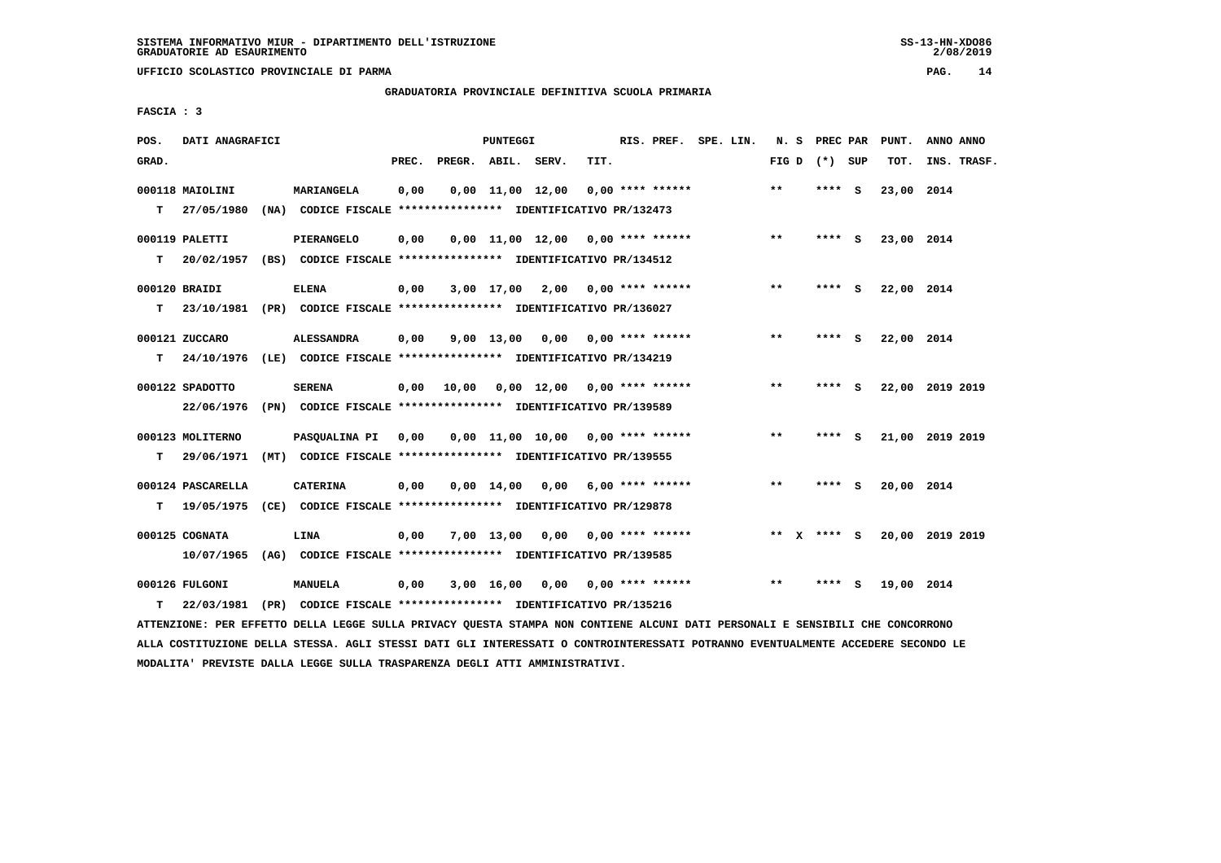SISTEMA INFORMATIVO MIUR - DIPARTIMENTO DELL'ISTRUZIONE
GRADUATORIE AD ESAURIMENTO

UFFICIO SCOLASTICO PROVINCIALE DI PARMA

## GRADUATORIA PROVINCIALE DEFINITIVA SCUOLA PRIMARIA

FASCIA : 3

| POS. GRAD. | DATI ANAGRAFICI | | PREC. | PREGR. | ABIL. | SERV. | TIT. | RIS. PREF. | SPE. LIN. | N. S FIG D | PREC PAR (*) SUP | PUNT. TOT. | ANNO ANNO INS. TRASF. |
|---|---|---|---|---|---|---|---|---|---|---|---|---|---|
| 000118 | MAIOLINI | MARIANGELA | 0,00 | 0,00 | 11,00 | 12,00 | 0,00 | **** ****** | | ** | **** S | 23,00 | 2014 |
| T | 27/05/1980 (NA) CODICE FISCALE **************** IDENTIFICATIVO PR/132473 | | | | | | | | | | | | |
| 000119 | PALETTI | PIERANGELO | 0,00 | 0,00 | 11,00 | 12,00 | 0,00 | **** ****** | | ** | **** S | 23,00 | 2014 |
| T | 20/02/1957 (BS) CODICE FISCALE **************** IDENTIFICATIVO PR/134512 | | | | | | | | | | | | |
| 000120 | BRAIDI | ELENA | 0,00 | 3,00 | 17,00 | 2,00 | 0,00 | **** ****** | | ** | **** S | 22,00 | 2014 |
| T | 23/10/1981 (PR) CODICE FISCALE **************** IDENTIFICATIVO PR/136027 | | | | | | | | | | | | |
| 000121 | ZUCCARO | ALESSANDRA | 0,00 | 9,00 | 13,00 | 0,00 | 0,00 | **** ****** | | ** | **** S | 22,00 | 2014 |
| T | 24/10/1976 (LE) CODICE FISCALE **************** IDENTIFICATIVO PR/134219 | | | | | | | | | | | | |
| 000122 | SPADOTTO | SERENA | 0,00 | 10,00 | 0,00 | 12,00 | 0,00 | **** ****** | | ** | **** S | 22,00 | 2019 2019 |
| | 22/06/1976 (PN) CODICE FISCALE **************** IDENTIFICATIVO PR/139589 | | | | | | | | | | | | |
| 000123 | MOLITERNO | PASQUALINA PI | 0,00 | 0,00 | 11,00 | 10,00 | 0,00 | **** ****** | | ** | **** S | 21,00 | 2019 2019 |
| T | 29/06/1971 (MT) CODICE FISCALE **************** IDENTIFICATIVO PR/139555 | | | | | | | | | | | | |
| 000124 | PASCARELLA | CATERINA | 0,00 | 0,00 | 14,00 | 0,00 | 6,00 | **** ****** | | ** | **** S | 20,00 | 2014 |
| T | 19/05/1975 (CE) CODICE FISCALE **************** IDENTIFICATIVO PR/129878 | | | | | | | | | | | | |
| 000125 | COGNATA | LINA | 0,00 | 7,00 | 13,00 | 0,00 | 0,00 | **** ****** | | ** X | **** S | 20,00 | 2019 2019 |
| | 10/07/1965 (AG) CODICE FISCALE **************** IDENTIFICATIVO PR/139585 | | | | | | | | | | | | |
| 000126 | FULGONI | MANUELA | 0,00 | 3,00 | 16,00 | 0,00 | 0,00 | **** ****** | | ** | **** S | 19,00 | 2014 |
| T | 22/03/1981 (PR) CODICE FISCALE **************** IDENTIFICATIVO PR/135216 | | | | | | | | | | | | |

ATTENZIONE: PER EFFETTO DELLA LEGGE SULLA PRIVACY QUESTA STAMPA NON CONTIENE ALCUNI DATI PERSONALI E SENSIBILI CHE CONCORRONO ALLA COSTITUZIONE DELLA STESSA. AGLI STESSI DATI GLI INTERESSATI O CONTROINTERESSATI POTRANNO EVENTUALMENTE ACCEDERE SECONDO LE MODALITA' PREVISTE DALLA LEGGE SULLA TRASPARENZA DEGLI ATTI AMMINISTRATIVI.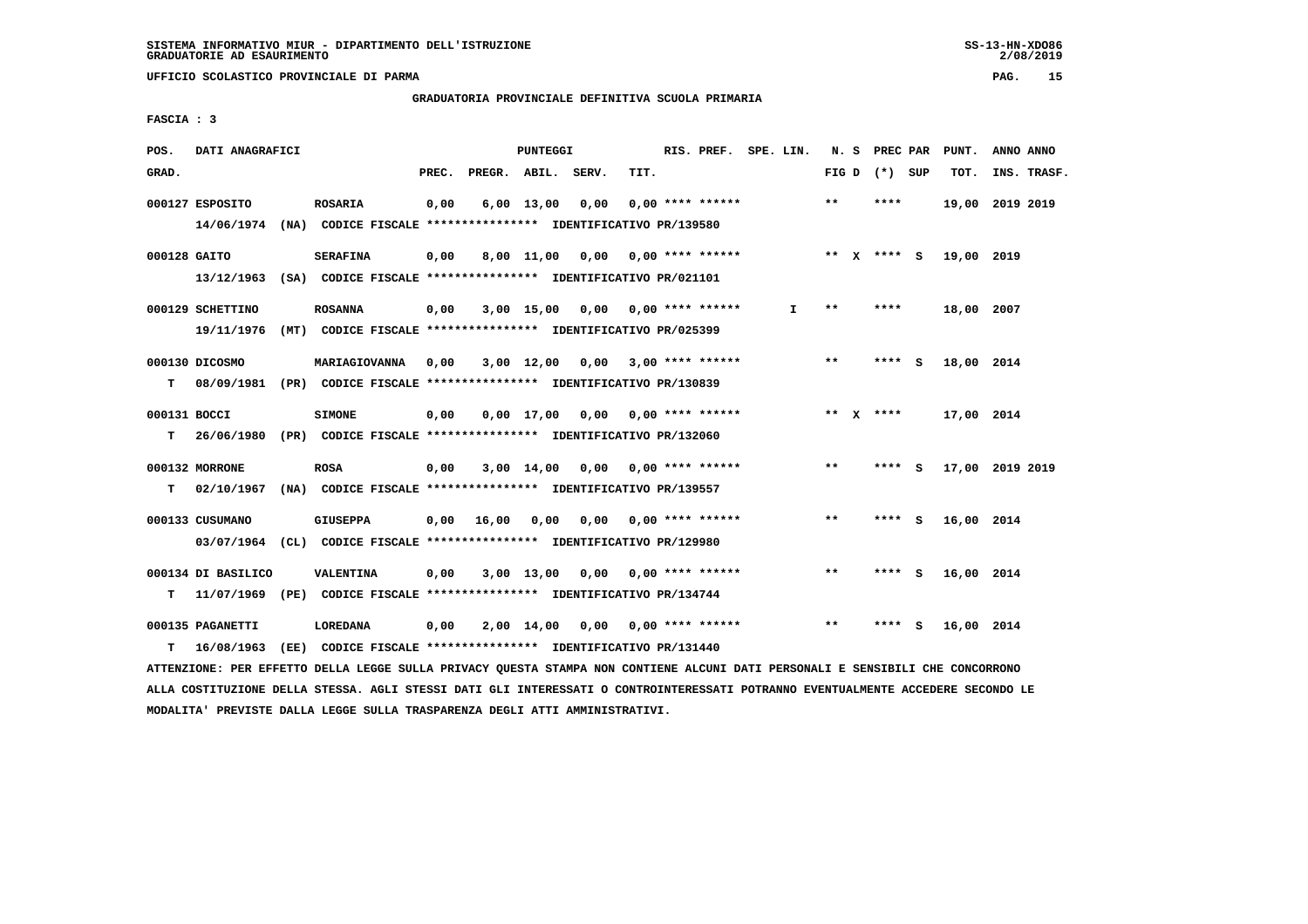SISTEMA INFORMATIVO MIUR - DIPARTIMENTO DELL'ISTRUZIONE
GRADUATORIE AD ESAURIMENTO

UFFICIO SCOLASTICO PROVINCIALE DI PARMA

GRADUATORIA PROVINCIALE DEFINITIVA SCUOLA PRIMARIA

FASCIA : 3

| POS. GRAD. | DATI ANAGRAFICI | | PREC. | PREGR. | ABIL. | SERV. | TIT. | RIS. PREF. | SPE. LIN. | N. S FIG D | PREC PAR (*) SUP | PUNT. TOT. | ANNO ANNO INS. TRASF. |
|---|---|---|---|---|---|---|---|---|---|---|---|---|---|
| 000127 | ESPOSITO | ROSARIA | 0,00 | 6,00 | 13,00 | 0,00 | 0,00 | **** ****** | | ** | **** | 19,00 | 2019 2019 |
| | 14/06/1974 (NA) CODICE FISCALE **************** IDENTIFICATIVO PR/139580 | | | | | | | | | | | | |
| 000128 | GAITO | SERAFINA | 0,00 | 8,00 | 11,00 | 0,00 | 0,00 | **** ****** | | ** X | **** S | 19,00 | 2019 |
| | 13/12/1963 (SA) CODICE FISCALE **************** IDENTIFICATIVO PR/021101 | | | | | | | | | | | | |
| 000129 | SCHETTINO | ROSANNA | 0,00 | 3,00 | 15,00 | 0,00 | 0,00 | **** ****** | I | ** | **** | 18,00 | 2007 |
| | 19/11/1976 (MT) CODICE FISCALE **************** IDENTIFICATIVO PR/025399 | | | | | | | | | | | | |
| 000130 | DICOSMO | MARIAGIOVANNA | 0,00 | 3,00 | 12,00 | 0,00 | 3,00 | **** ****** | | ** | **** S | 18,00 | 2014 |
| T | 08/09/1981 (PR) CODICE FISCALE **************** IDENTIFICATIVO PR/130839 | | | | | | | | | | | | |
| 000131 | BOCCI | SIMONE | 0,00 | 0,00 | 17,00 | 0,00 | 0,00 | **** ****** | | ** X | **** | 17,00 | 2014 |
| T | 26/06/1980 (PR) CODICE FISCALE **************** IDENTIFICATIVO PR/132060 | | | | | | | | | | | | |
| 000132 | MORRONE | ROSA | 0,00 | 3,00 | 14,00 | 0,00 | 0,00 | **** ****** | | ** | **** S | 17,00 | 2019 2019 |
| T | 02/10/1967 (NA) CODICE FISCALE **************** IDENTIFICATIVO PR/139557 | | | | | | | | | | | | |
| 000133 | CUSUMANO | GIUSEPPA | 0,00 | 16,00 | 0,00 | 0,00 | 0,00 | **** ****** | | ** | **** S | 16,00 | 2014 |
| | 03/07/1964 (CL) CODICE FISCALE **************** IDENTIFICATIVO PR/129980 | | | | | | | | | | | | |
| 000134 | DI BASILICO | VALENTINA | 0,00 | 3,00 | 13,00 | 0,00 | 0,00 | **** ****** | | ** | **** S | 16,00 | 2014 |
| T | 11/07/1969 (PE) CODICE FISCALE **************** IDENTIFICATIVO PR/134744 | | | | | | | | | | | | |
| 000135 | PAGANETTI | LOREDANA | 0,00 | 2,00 | 14,00 | 0,00 | 0,00 | **** ****** | | ** | **** S | 16,00 | 2014 |
| T | 16/08/1963 (EE) CODICE FISCALE **************** IDENTIFICATIVO PR/131440 | | | | | | | | | | | | |

ATTENZIONE: PER EFFETTO DELLA LEGGE SULLA PRIVACY QUESTA STAMPA NON CONTIENE ALCUNI DATI PERSONALI E SENSIBILI CHE CONCORRONO ALLA COSTITUZIONE DELLA STESSA. AGLI STESSI DATI GLI INTERESSATI O CONTROINTERESSATI POTRANNO EVENTUALMENTE ACCEDERE SECONDO LE MODALITA' PREVISTE DALLA LEGGE SULLA TRASPARENZA DEGLI ATTI AMMINISTRATIVI.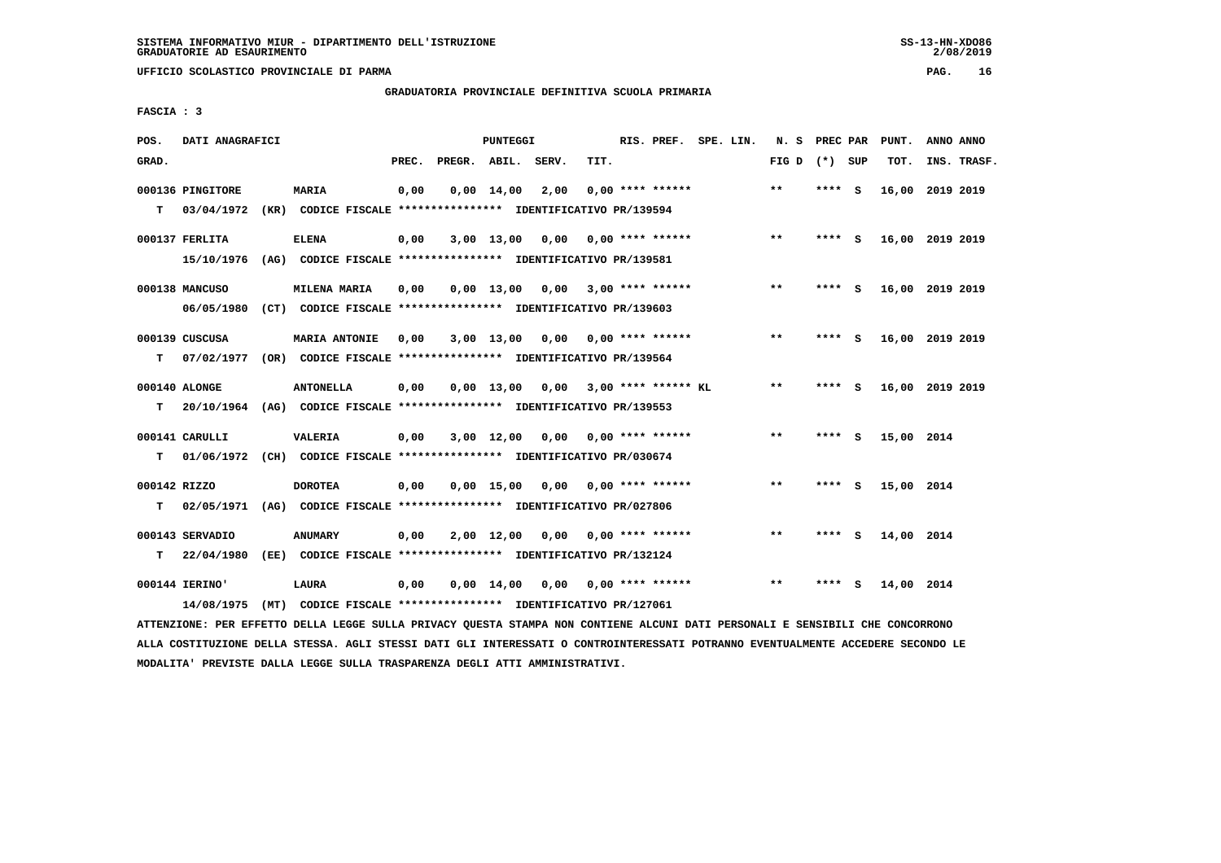SISTEMA INFORMATIVO MIUR - DIPARTIMENTO DELL'ISTRUZIONE
GRADUATORIE AD ESAURIMENTO

UFFICIO SCOLASTICO PROVINCIALE DI PARMA

GRADUATORIA PROVINCIALE DEFINITIVA SCUOLA PRIMARIA

FASCIA : 3

| POS. GRAD. | DATI ANAGRAFICI | | PREC. | PREGR. | ABIL. | SERV. | TIT. | RIS. PREF. | SPE. LIN. | N. S FIG D | PREC PAR (*) SUP | PUNT. TOT. | ANNO INS. | ANNO TRASF. |
|---|---|---|---|---|---|---|---|---|---|---|---|---|---|---|
| 000136 | PINGITORE | MARIA | 0,00 | 0,00 | 14,00 | 2,00 | 0,00 | **** ****** | | ** | **** S | 16,00 | 2019 | 2019 |
| T | 03/04/1972 (KR) | CODICE FISCALE **************** IDENTIFICATIVO PR/139594 | | | | | | | | | | | | |
| 000137 | FERLITA | ELENA | 0,00 | 3,00 | 13,00 | 0,00 | 0,00 | **** ****** | | ** | **** S | 16,00 | 2019 | 2019 |
| | 15/10/1976 (AG) | CODICE FISCALE **************** IDENTIFICATIVO PR/139581 | | | | | | | | | | | | |
| 000138 | MANCUSO | MILENA MARIA | 0,00 | 0,00 | 13,00 | 0,00 | 3,00 | **** ****** | | ** | **** S | 16,00 | 2019 | 2019 |
| | 06/05/1980 (CT) | CODICE FISCALE **************** IDENTIFICATIVO PR/139603 | | | | | | | | | | | | |
| 000139 | CUSCUSA | MARIA ANTONIE | 0,00 | 3,00 | 13,00 | 0,00 | 0,00 | **** ****** | | ** | **** S | 16,00 | 2019 | 2019 |
| T | 07/02/1977 (OR) | CODICE FISCALE **************** IDENTIFICATIVO PR/139564 | | | | | | | | | | | | |
| 000140 | ALONGE | ANTONELLA | 0,00 | 0,00 | 13,00 | 0,00 | 3,00 | **** ****** KL | | ** | **** S | 16,00 | 2019 | 2019 |
| T | 20/10/1964 (AG) | CODICE FISCALE **************** IDENTIFICATIVO PR/139553 | | | | | | | | | | | | |
| 000141 | CARULLI | VALERIA | 0,00 | 3,00 | 12,00 | 0,00 | 0,00 | **** ****** | | ** | **** S | 15,00 | 2014 | |
| T | 01/06/1972 (CH) | CODICE FISCALE **************** IDENTIFICATIVO PR/030674 | | | | | | | | | | | | |
| 000142 | RIZZO | DOROTEA | 0,00 | 0,00 | 15,00 | 0,00 | 0,00 | **** ****** | | ** | **** S | 15,00 | 2014 | |
| T | 02/05/1971 (AG) | CODICE FISCALE **************** IDENTIFICATIVO PR/027806 | | | | | | | | | | | | |
| 000143 | SERVADIO | ANUMARY | 0,00 | 2,00 | 12,00 | 0,00 | 0,00 | **** ****** | | ** | **** S | 14,00 | 2014 | |
| T | 22/04/1980 (EE) | CODICE FISCALE **************** IDENTIFICATIVO PR/132124 | | | | | | | | | | | | |
| 000144 | IERINO' | LAURA | 0,00 | 0,00 | 14,00 | 0,00 | 0,00 | **** ****** | | ** | **** S | 14,00 | 2014 | |
| | 14/08/1975 (MT) | CODICE FISCALE **************** IDENTIFICATIVO PR/127061 | | | | | | | | | | | | |

ATTENZIONE: PER EFFETTO DELLA LEGGE SULLA PRIVACY QUESTA STAMPA NON CONTIENE ALCUNI DATI PERSONALI E SENSIBILI CHE CONCORRONO ALLA COSTITUZIONE DELLA STESSA. AGLI STESSI DATI GLI INTERESSATI O CONTROINTERESSATI POTRANNO EVENTUALMENTE ACCEDERE SECONDO LE MODALITA' PREVISTE DALLA LEGGE SULLA TRASPARENZA DEGLI ATTI AMMINISTRATIVI.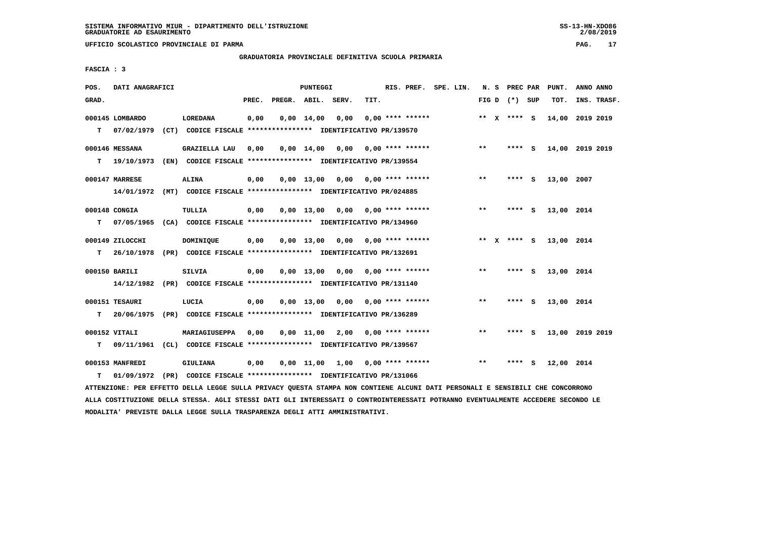SISTEMA INFORMATIVO MIUR - DIPARTIMENTO DELL'ISTRUZIONE
GRADUATORIE AD ESAURIMENTO

UFFICIO SCOLASTICO PROVINCIALE DI PARMA

GRADUATORIA PROVINCIALE DEFINITIVA SCUOLA PRIMARIA

FASCIA : 3

| POS. GRAD. | DATI ANAGRAFICI | | PREC. | PREGR. | ABIL. | SERV. | TIT. | RIS. PREF. | SPE. LIN. | N. S FIG D | PREC PAR (*) SUP | PUNT. TOT. | ANNO ANNO INS. TRASF. |
|---|---|---|---|---|---|---|---|---|---|---|---|---|---|
| 000145 | LOMBARDO | LOREDANA | 0,00 | 0,00 | 14,00 | 0,00 | 0,00 | **** ****** | | ** X | **** S | 14,00 | 2019 2019 |
| T | 07/02/1979 (CT) | CODICE FISCALE **************** IDENTIFICATIVO PR/139570 | | | | | | | | | | | |
| 000146 | MESSANA | GRAZIELLA LAU | 0,00 | 0,00 | 14,00 | 0,00 | 0,00 | **** ****** | | ** | **** S | 14,00 | 2019 2019 |
| T | 19/10/1973 (EN) | CODICE FISCALE **************** IDENTIFICATIVO PR/139554 | | | | | | | | | | | |
| 000147 | MARRESE | ALINA | 0,00 | 0,00 | 13,00 | 0,00 | 0,00 | **** ****** | | ** | **** S | 13,00 | 2007 |
| | 14/01/1972 (MT) | CODICE FISCALE **************** IDENTIFICATIVO PR/024885 | | | | | | | | | | | |
| 000148 | CONGIA | TULLIA | 0,00 | 0,00 | 13,00 | 0,00 | 0,00 | **** ****** | | ** | **** S | 13,00 | 2014 |
| T | 07/05/1965 (CA) | CODICE FISCALE **************** IDENTIFICATIVO PR/134960 | | | | | | | | | | | |
| 000149 | ZILOCCHI | DOMINIQUE | 0,00 | 0,00 | 13,00 | 0,00 | 0,00 | **** ****** | | ** X | **** S | 13,00 | 2014 |
| T | 26/10/1978 (PR) | CODICE FISCALE **************** IDENTIFICATIVO PR/132691 | | | | | | | | | | | |
| 000150 | BARILI | SILVIA | 0,00 | 0,00 | 13,00 | 0,00 | 0,00 | **** ****** | | ** | **** S | 13,00 | 2014 |
| | 14/12/1982 (PR) | CODICE FISCALE **************** IDENTIFICATIVO PR/131140 | | | | | | | | | | | |
| 000151 | TESAURI | LUCIA | 0,00 | 0,00 | 13,00 | 0,00 | 0,00 | **** ****** | | ** | **** S | 13,00 | 2014 |
| T | 20/06/1975 (PR) | CODICE FISCALE **************** IDENTIFICATIVO PR/136289 | | | | | | | | | | | |
| 000152 | VITALI | MARIAGIUSEPPA | 0,00 | 0,00 | 11,00 | 2,00 | 0,00 | **** ****** | | ** | **** S | 13,00 | 2019 2019 |
| T | 09/11/1961 (CL) | CODICE FISCALE **************** IDENTIFICATIVO PR/139567 | | | | | | | | | | | |
| 000153 | MANFREDI | GIULIANA | 0,00 | 0,00 | 11,00 | 1,00 | 0,00 | **** ****** | | ** | **** S | 12,00 | 2014 |
| T | 01/09/1972 (PR) | CODICE FISCALE **************** IDENTIFICATIVO PR/131066 | | | | | | | | | | | |

ATTENZIONE: PER EFFETTO DELLA LEGGE SULLA PRIVACY QUESTA STAMPA NON CONTIENE ALCUNI DATI PERSONALI E SENSIBILI CHE CONCORRONO ALLA COSTITUZIONE DELLA STESSA. AGLI STESSI DATI GLI INTERESSATI O CONTROINTERESSATI POTRANNO EVENTUALMENTE ACCEDERE SECONDO LE MODALITA' PREVISTE DALLA LEGGE SULLA TRASPARENZA DEGLI ATTI AMMINISTRATIVI.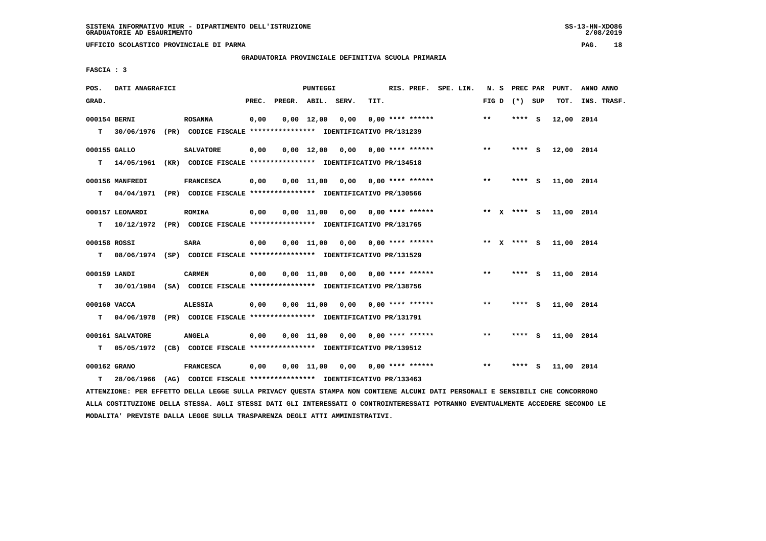SISTEMA INFORMATIVO MIUR - DIPARTIMENTO DELL'ISTRUZIONE
GRADUATORIE AD ESAURIMENTO

UFFICIO SCOLASTICO PROVINCIALE DI PARMA

GRADUATORIA PROVINCIALE DEFINITIVA SCUOLA PRIMARIA

FASCIA : 3

| POS. GRAD. | DATI ANAGRAFICI | | PREC. | PREGR. | ABIL. | SERV. | TIT. | RIS. PREF. | SPE. LIN. | N. S FIG D | PREC PAR (*) SUP | PUNT. TOT. | ANNO ANNO INS. TRASF. |
|---|---|---|---|---|---|---|---|---|---|---|---|---|---|
| 000154 | BERNI | ROSANNA | 0,00 | 0,00 | 12,00 | 0,00 | 0,00 | **** ****** | | ** | **** S | 12,00 | 2014 |
| T | 30/06/1976 (PR) CODICE FISCALE **************** IDENTIFICATIVO PR/131239 | | | | | | | | | | | | |
| 000155 | GALLO | SALVATORE | 0,00 | 0,00 | 12,00 | 0,00 | 0,00 | **** ****** | | ** | **** S | 12,00 | 2014 |
| T | 14/05/1961 (KR) CODICE FISCALE **************** IDENTIFICATIVO PR/134518 | | | | | | | | | | | | |
| 000156 | MANFREDI | FRANCESCA | 0,00 | 0,00 | 11,00 | 0,00 | 0,00 | **** ****** | | ** | **** S | 11,00 | 2014 |
| T | 04/04/1971 (PR) CODICE FISCALE **************** IDENTIFICATIVO PR/130566 | | | | | | | | | | | | |
| 000157 | LEONARDI | ROMINA | 0,00 | 0,00 | 11,00 | 0,00 | 0,00 | **** ****** | | ** X | **** S | 11,00 | 2014 |
| T | 10/12/1972 (PR) CODICE FISCALE **************** IDENTIFICATIVO PR/131765 | | | | | | | | | | | | |
| 000158 | ROSSI | SARA | 0,00 | 0,00 | 11,00 | 0,00 | 0,00 | **** ****** | | ** X | **** S | 11,00 | 2014 |
| T | 08/06/1974 (SP) CODICE FISCALE **************** IDENTIFICATIVO PR/131529 | | | | | | | | | | | | |
| 000159 | LANDI | CARMEN | 0,00 | 0,00 | 11,00 | 0,00 | 0,00 | **** ****** | | ** | **** S | 11,00 | 2014 |
| T | 30/01/1984 (SA) CODICE FISCALE **************** IDENTIFICATIVO PR/138756 | | | | | | | | | | | | |
| 000160 | VACCA | ALESSIA | 0,00 | 0,00 | 11,00 | 0,00 | 0,00 | **** ****** | | ** | **** S | 11,00 | 2014 |
| T | 04/06/1978 (PR) CODICE FISCALE **************** IDENTIFICATIVO PR/131791 | | | | | | | | | | | | |
| 000161 | SALVATORE | ANGELA | 0,00 | 0,00 | 11,00 | 0,00 | 0,00 | **** ****** | | ** | **** S | 11,00 | 2014 |
| T | 05/05/1972 (CB) CODICE FISCALE **************** IDENTIFICATIVO PR/139512 | | | | | | | | | | | | |
| 000162 | GRANO | FRANCESCA | 0,00 | 0,00 | 11,00 | 0,00 | 0,00 | **** ****** | | ** | **** S | 11,00 | 2014 |
| T | 28/06/1966 (AG) CODICE FISCALE **************** IDENTIFICATIVO PR/133463 | | | | | | | | | | | | |

ATTENZIONE: PER EFFETTO DELLA LEGGE SULLA PRIVACY QUESTA STAMPA NON CONTIENE ALCUNI DATI PERSONALI E SENSIBILI CHE CONCORRONO ALLA COSTITUZIONE DELLA STESSA. AGLI STESSI DATI GLI INTERESSATI O CONTROINTERESSATI POTRANNO EVENTUALMENTE ACCEDERE SECONDO LE MODALITA' PREVISTE DALLA LEGGE SULLA TRASPARENZA DEGLI ATTI AMMINISTRATIVI.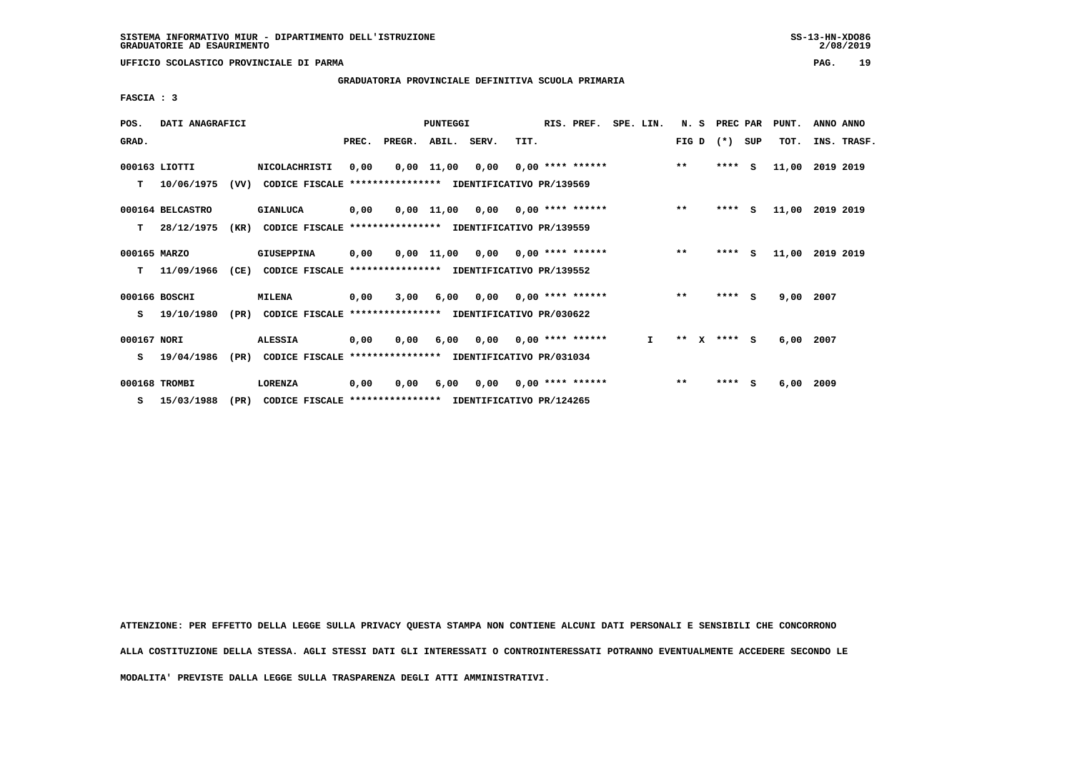SISTEMA INFORMATIVO MIUR - DIPARTIMENTO DELL'ISTRUZIONE
GRADUATORIE AD ESAURIMENTO

UFFICIO SCOLASTICO PROVINCIALE DI PARMA

GRADUATORIA PROVINCIALE DEFINITIVA SCUOLA PRIMARIA

FASCIA : 3

| POS. GRAD. | DATI ANAGRAFICI | | PREC. | PREGR. | ABIL. | SERV. | TIT. | RIS. PREF. | SPE. LIN. | N. S FIG D | PREC PAR (*) SUP | PUNT. TOT. | ANNO INS. | ANNO TRASF. |
|---|---|---|---|---|---|---|---|---|---|---|---|---|---|---|
| 000163 | LIOTTI | NICOLACHRISTI | 0,00 | 0,00 | 11,00 | 0,00 | 0,00 | **** ****** | | ** | **** S | 11,00 | 2019 | 2019 |
| T | 10/06/1975 (VV) | CODICE FISCALE **************** IDENTIFICATIVO PR/139569 | | | | | | | | | | | | |
| 000164 | BELCASTRO | GIANLUCA | 0,00 | 0,00 | 11,00 | 0,00 | 0,00 | **** ****** | | ** | **** S | 11,00 | 2019 | 2019 |
| T | 28/12/1975 (KR) | CODICE FISCALE **************** IDENTIFICATIVO PR/139559 | | | | | | | | | | | | |
| 000165 | MARZO | GIUSEPPINA | 0,00 | 0,00 | 11,00 | 0,00 | 0,00 | **** ****** | | ** | **** S | 11,00 | 2019 | 2019 |
| T | 11/09/1966 (CE) | CODICE FISCALE **************** IDENTIFICATIVO PR/139552 | | | | | | | | | | | | |
| 000166 | BOSCHI | MILENA | 0,00 | 3,00 | 6,00 | 0,00 | 0,00 | **** ****** | | ** | **** S | 9,00 | 2007 | |
| S | 19/10/1980 (PR) | CODICE FISCALE **************** IDENTIFICATIVO PR/030622 | | | | | | | | | | | | |
| 000167 | NORI | ALESSIA | 0,00 | 0,00 | 6,00 | 0,00 | 0,00 | **** ****** | I | ** X | **** S | 6,00 | 2007 | |
| S | 19/04/1986 (PR) | CODICE FISCALE **************** IDENTIFICATIVO PR/031034 | | | | | | | | | | | | |
| 000168 | TROMBI | LORENZA | 0,00 | 0,00 | 6,00 | 0,00 | 0,00 | **** ****** | | ** | **** S | 6,00 | 2009 | |
| S | 15/03/1988 (PR) | CODICE FISCALE **************** IDENTIFICATIVO PR/124265 | | | | | | | | | | | | |

ATTENZIONE: PER EFFETTO DELLA LEGGE SULLA PRIVACY QUESTA STAMPA NON CONTIENE ALCUNI DATI PERSONALI E SENSIBILI CHE CONCORRONO ALLA COSTITUZIONE DELLA STESSA. AGLI STESSI DATI GLI INTERESSATI O CONTROINTERESSATI POTRANNO EVENTUALMENTE ACCEDERE SECONDO LE MODALITA' PREVISTE DALLA LEGGE SULLA TRASPARENZA DEGLI ATTI AMMINISTRATIVI.